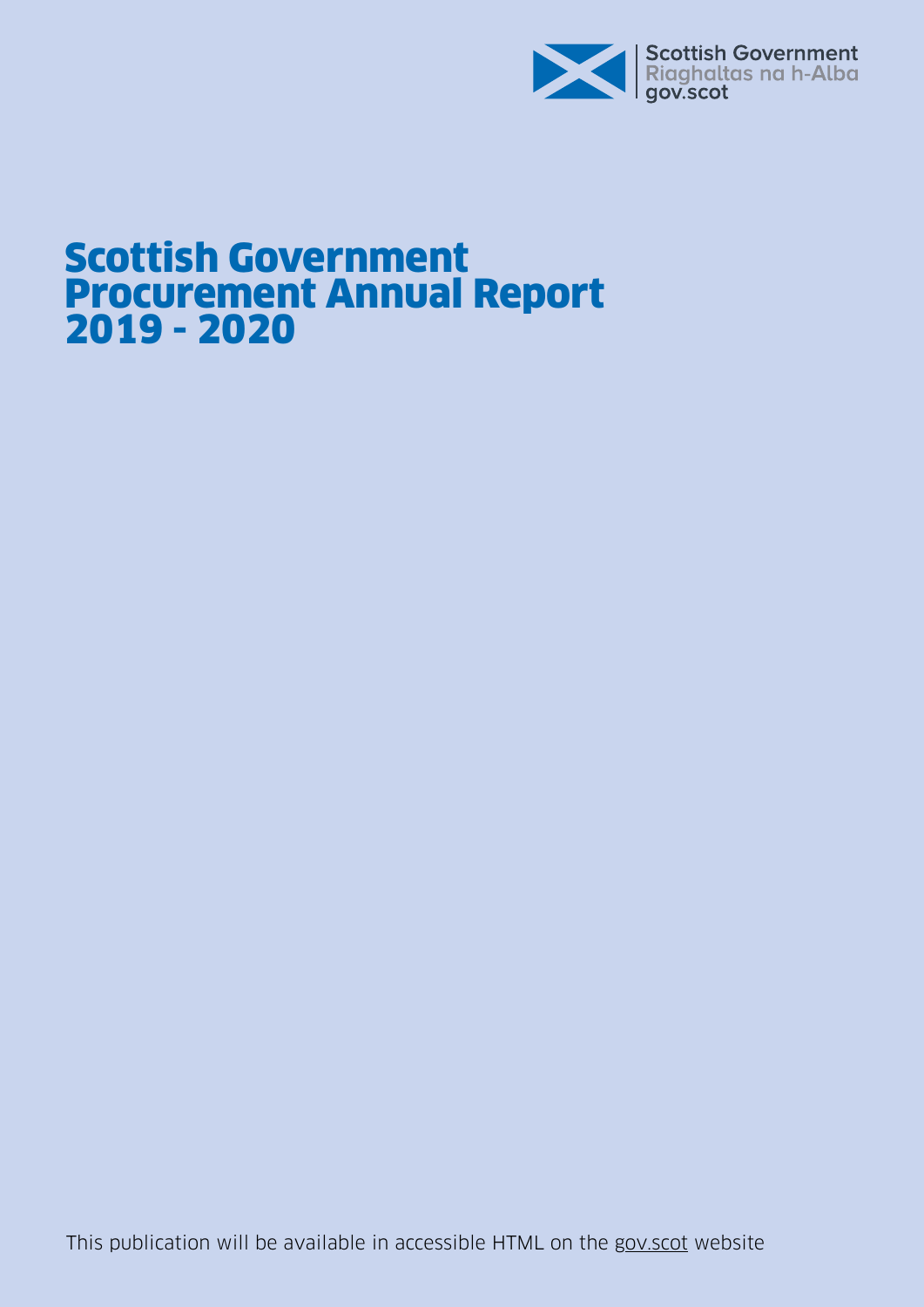Scottish Government
Riaghaltas na h-Alba
gov.scot

# Scottish Government Procurement Annual Report 2019 - 2020

This publication will be available in accessible HTML on the gov.scot website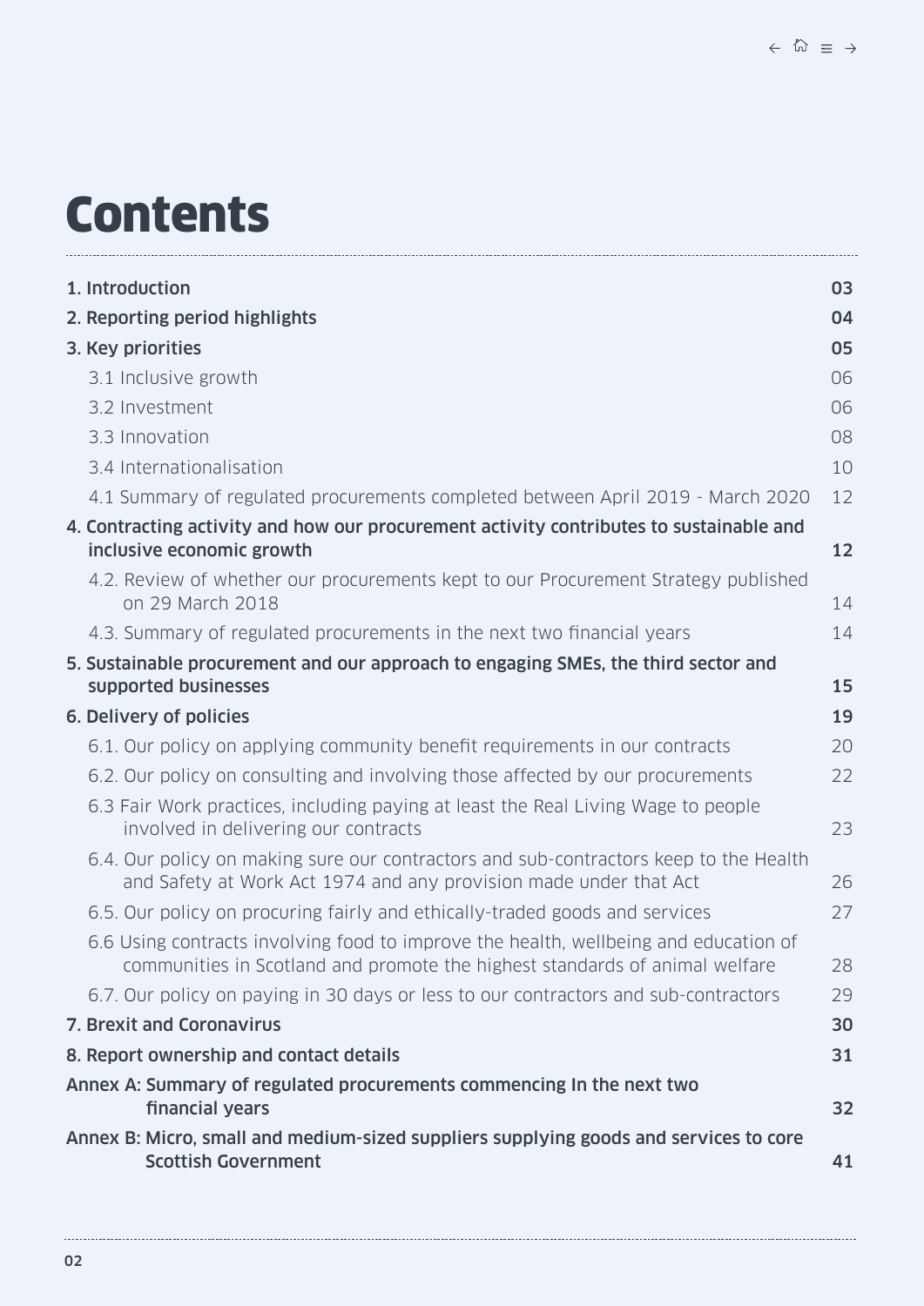# Contents

| | |
|---|---|
| **1. Introduction** | **03** |
| **2. Reporting period highlights** | **04** |
| **3. Key priorities** | **05** |
| 3.1 Inclusive growth | 06 |
| 3.2 Investment | 06 |
| 3.3 Innovation | 08 |
| 3.4 Internationalisation | 10 |
| 4.1 Summary of regulated procurements completed between April 2019 - March 2020 | 12 |
| **4. Contracting activity and how our procurement activity contributes to sustainable and inclusive economic growth** | **12** |
| 4.2. Review of whether our procurements kept to our Procurement Strategy published on 29 March 2018 | 14 |
| 4.3. Summary of regulated procurements in the next two financial years | 14 |
| **5. Sustainable procurement and our approach to engaging SMEs, the third sector and supported businesses** | **15** |
| **6. Delivery of policies** | **19** |
| 6.1. Our policy on applying community benefit requirements in our contracts | 20 |
| 6.2. Our policy on consulting and involving those affected by our procurements | 22 |
| 6.3 Fair Work practices, including paying at least the Real Living Wage to people involved in delivering our contracts | 23 |
| 6.4. Our policy on making sure our contractors and sub-contractors keep to the Health and Safety at Work Act 1974 and any provision made under that Act | 26 |
| 6.5. Our policy on procuring fairly and ethically-traded goods and services | 27 |
| 6.6 Using contracts involving food to improve the health, wellbeing and education of communities in Scotland and promote the highest standards of animal welfare | 28 |
| 6.7. Our policy on paying in 30 days or less to our contractors and sub-contractors | 29 |
| **7. Brexit and Coronavirus** | **30** |
| **8. Report ownership and contact details** | **31** |
| **Annex A: Summary of regulated procurements commencing In the next two financial years** | **32** |
| **Annex B: Micro, small and medium-sized suppliers supplying goods and services to core Scottish Government** | **41** |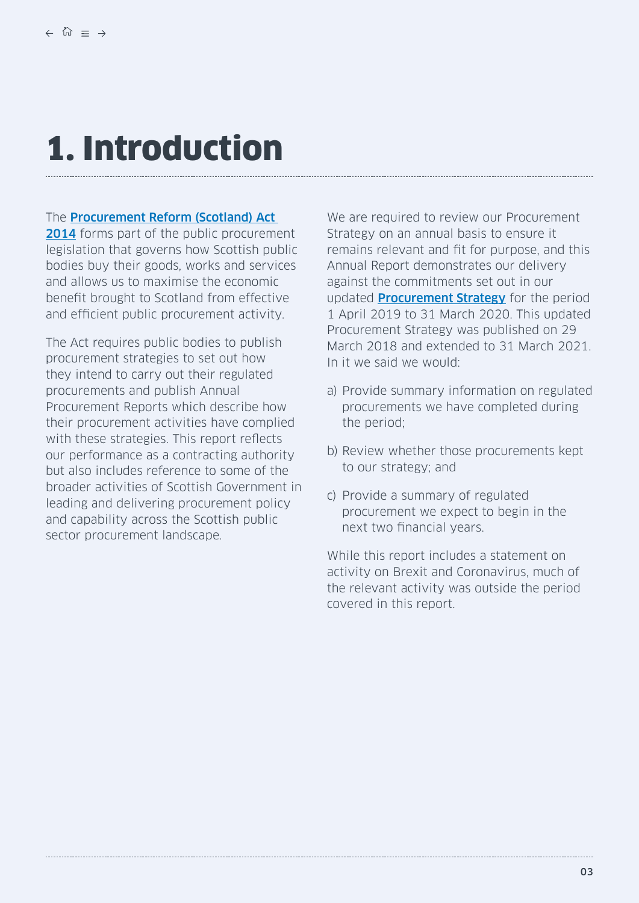# 1. Introduction

The **Procurement Reform (Scotland) Act 2014** forms part of the public procurement legislation that governs how Scottish public bodies buy their goods, works and services and allows us to maximise the economic benefit brought to Scotland from effective and efficient public procurement activity.

The Act requires public bodies to publish procurement strategies to set out how they intend to carry out their regulated procurements and publish Annual Procurement Reports which describe how their procurement activities have complied with these strategies. This report reflects our performance as a contracting authority but also includes reference to some of the broader activities of Scottish Government in leading and delivering procurement policy and capability across the Scottish public sector procurement landscape.

We are required to review our Procurement Strategy on an annual basis to ensure it remains relevant and fit for purpose, and this Annual Report demonstrates our delivery against the commitments set out in our updated **Procurement Strategy** for the period 1 April 2019 to 31 March 2020. This updated Procurement Strategy was published on 29 March 2018 and extended to 31 March 2021. In it we said we would:

a) Provide summary information on regulated procurements we have completed during the period;

b) Review whether those procurements kept to our strategy; and

c) Provide a summary of regulated procurement we expect to begin in the next two financial years.

While this report includes a statement on activity on Brexit and Coronavirus, much of the relevant activity was outside the period covered in this report.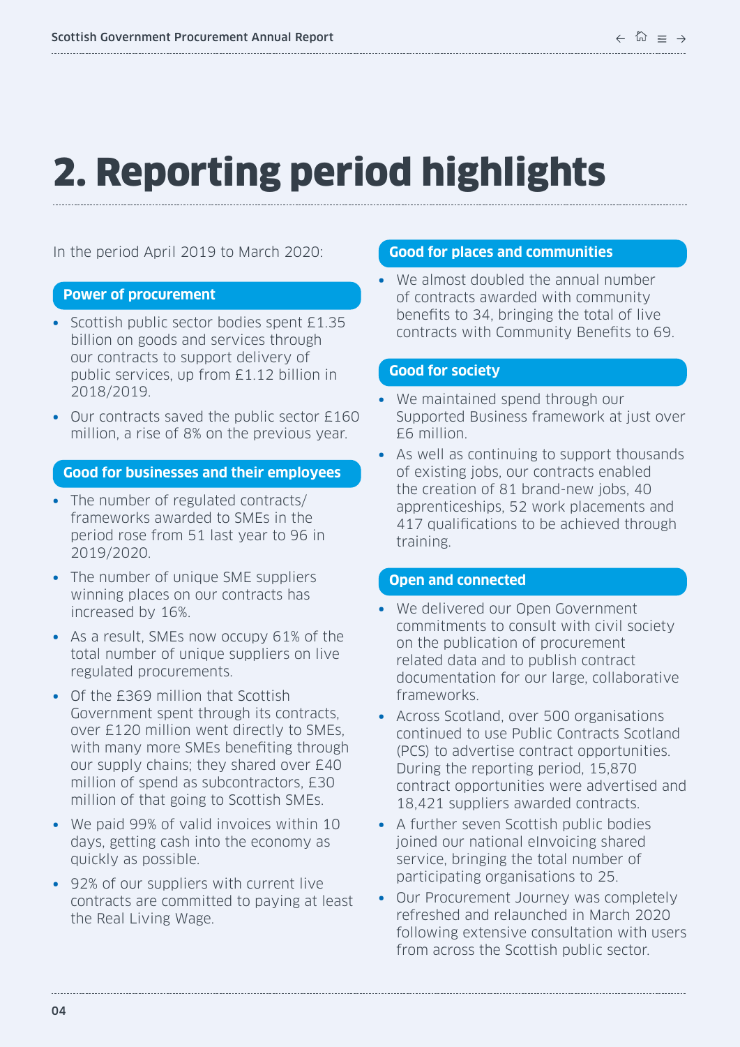# 2. Reporting period highlights

In the period April 2019 to March 2020:

## Power of procurement

- Scottish public sector bodies spent £1.35 billion on goods and services through our contracts to support delivery of public services, up from £1.12 billion in 2018/2019.
- Our contracts saved the public sector £160 million, a rise of 8% on the previous year.

## Good for businesses and their employees

- The number of regulated contracts/frameworks awarded to SMEs in the period rose from 51 last year to 96 in 2019/2020.
- The number of unique SME suppliers winning places on our contracts has increased by 16%.
- As a result, SMEs now occupy 61% of the total number of unique suppliers on live regulated procurements.
- Of the £369 million that Scottish Government spent through its contracts, over £120 million went directly to SMEs, with many more SMEs benefiting through our supply chains; they shared over £40 million of spend as subcontractors, £30 million of that going to Scottish SMEs.
- We paid 99% of valid invoices within 10 days, getting cash into the economy as quickly as possible.
- 92% of our suppliers with current live contracts are committed to paying at least the Real Living Wage.

## Good for places and communities

- We almost doubled the annual number of contracts awarded with community benefits to 34, bringing the total of live contracts with Community Benefits to 69.

## Good for society

- We maintained spend through our Supported Business framework at just over £6 million.
- As well as continuing to support thousands of existing jobs, our contracts enabled the creation of 81 brand-new jobs, 40 apprenticeships, 52 work placements and 417 qualifications to be achieved through training.

## Open and connected

- We delivered our Open Government commitments to consult with civil society on the publication of procurement related data and to publish contract documentation for our large, collaborative frameworks.
- Across Scotland, over 500 organisations continued to use Public Contracts Scotland (PCS) to advertise contract opportunities. During the reporting period, 15,870 contract opportunities were advertised and 18,421 suppliers awarded contracts.
- A further seven Scottish public bodies joined our national eInvoicing shared service, bringing the total number of participating organisations to 25.
- Our Procurement Journey was completely refreshed and relaunched in March 2020 following extensive consultation with users from across the Scottish public sector.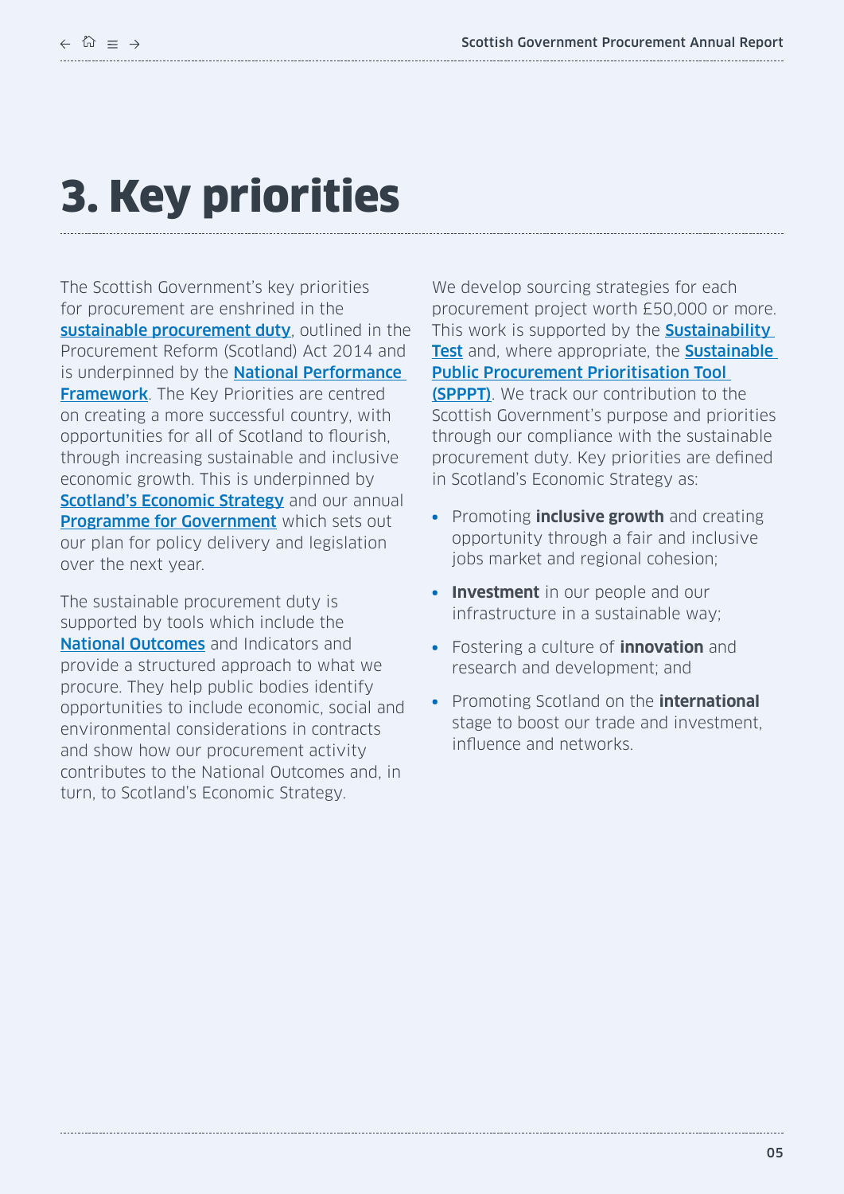# 3. Key priorities

The Scottish Government's key priorities for procurement are enshrined in the **sustainable procurement duty**, outlined in the Procurement Reform (Scotland) Act 2014 and is underpinned by the **National Performance Framework**. The Key Priorities are centred on creating a more successful country, with opportunities for all of Scotland to flourish, through increasing sustainable and inclusive economic growth. This is underpinned by **Scotland's Economic Strategy** and our annual **Programme for Government** which sets out our plan for policy delivery and legislation over the next year.

The sustainable procurement duty is supported by tools which include the **National Outcomes** and Indicators and provide a structured approach to what we procure. They help public bodies identify opportunities to include economic, social and environmental considerations in contracts and show how our procurement activity contributes to the National Outcomes and, in turn, to Scotland's Economic Strategy.

We develop sourcing strategies for each procurement project worth £50,000 or more. This work is supported by the **Sustainability Test** and, where appropriate, the **Sustainable Public Procurement Prioritisation Tool (SPPPT)**. We track our contribution to the Scottish Government's purpose and priorities through our compliance with the sustainable procurement duty. Key priorities are defined in Scotland's Economic Strategy as:

- Promoting **inclusive growth** and creating opportunity through a fair and inclusive jobs market and regional cohesion;
- **Investment** in our people and our infrastructure in a sustainable way;
- Fostering a culture of **innovation** and research and development; and
- Promoting Scotland on the **international** stage to boost our trade and investment, influence and networks.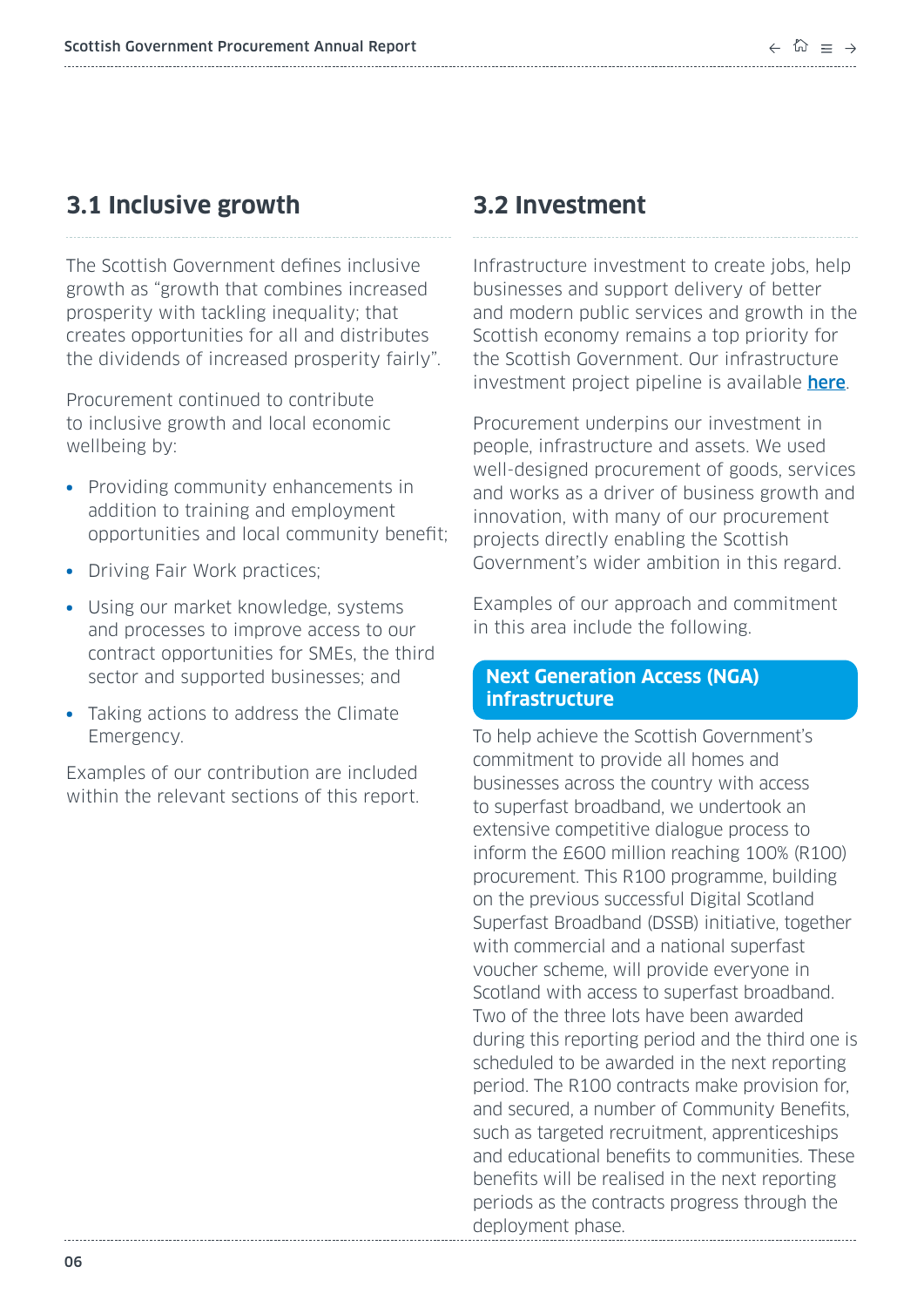## 3.1 Inclusive growth

The Scottish Government defines inclusive growth as "growth that combines increased prosperity with tackling inequality; that creates opportunities for all and distributes the dividends of increased prosperity fairly".

Procurement continued to contribute to inclusive growth and local economic wellbeing by:

- Providing community enhancements in addition to training and employment opportunities and local community benefit;
- Driving Fair Work practices;
- Using our market knowledge, systems and processes to improve access to our contract opportunities for SMEs, the third sector and supported businesses; and
- Taking actions to address the Climate Emergency.

Examples of our contribution are included within the relevant sections of this report.

## 3.2 Investment

Infrastructure investment to create jobs, help businesses and support delivery of better and modern public services and growth in the Scottish economy remains a top priority for the Scottish Government. Our infrastructure investment project pipeline is available **here**.

Procurement underpins our investment in people, infrastructure and assets. We used well-designed procurement of goods, services and works as a driver of business growth and innovation, with many of our procurement projects directly enabling the Scottish Government's wider ambition in this regard.

Examples of our approach and commitment in this area include the following.

### Next Generation Access (NGA) infrastructure

To help achieve the Scottish Government's commitment to provide all homes and businesses across the country with access to superfast broadband, we undertook an extensive competitive dialogue process to inform the £600 million reaching 100% (R100) procurement. This R100 programme, building on the previous successful Digital Scotland Superfast Broadband (DSSB) initiative, together with commercial and a national superfast voucher scheme, will provide everyone in Scotland with access to superfast broadband. Two of the three lots have been awarded during this reporting period and the third one is scheduled to be awarded in the next reporting period. The R100 contracts make provision for, and secured, a number of Community Benefits, such as targeted recruitment, apprenticeships and educational benefits to communities. These benefits will be realised in the next reporting periods as the contracts progress through the deployment phase.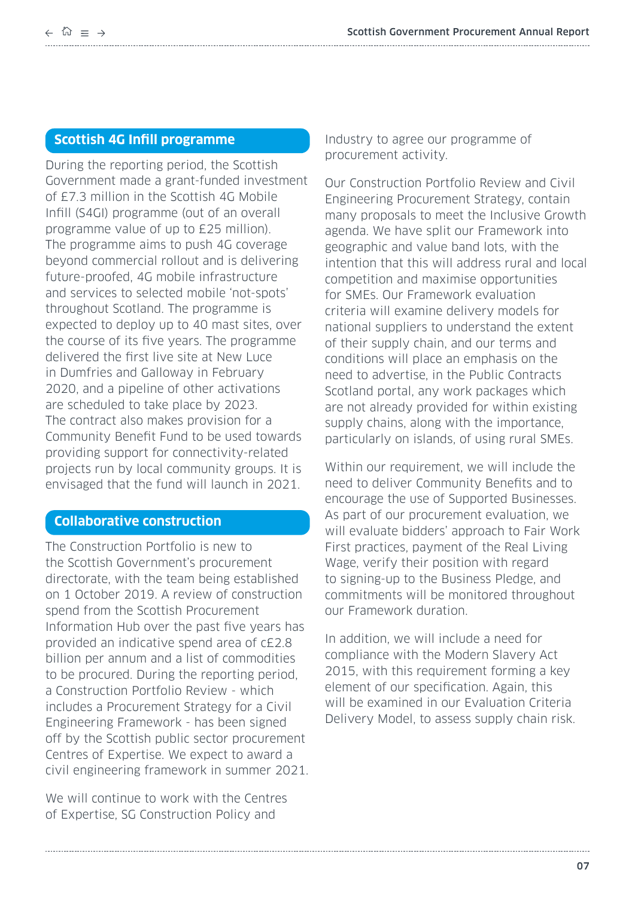## Scottish 4G Infill programme

During the reporting period, the Scottish Government made a grant-funded investment of £7.3 million in the Scottish 4G Mobile Infill (S4GI) programme (out of an overall programme value of up to £25 million). The programme aims to push 4G coverage beyond commercial rollout and is delivering future-proofed, 4G mobile infrastructure and services to selected mobile 'not-spots' throughout Scotland. The programme is expected to deploy up to 40 mast sites, over the course of its five years. The programme delivered the first live site at New Luce in Dumfries and Galloway in February 2020, and a pipeline of other activations are scheduled to take place by 2023. The contract also makes provision for a Community Benefit Fund to be used towards providing support for connectivity-related projects run by local community groups. It is envisaged that the fund will launch in 2021.

## Collaborative construction

The Construction Portfolio is new to the Scottish Government's procurement directorate, with the team being established on 1 October 2019. A review of construction spend from the Scottish Procurement Information Hub over the past five years has provided an indicative spend area of c£2.8 billion per annum and a list of commodities to be procured. During the reporting period, a Construction Portfolio Review - which includes a Procurement Strategy for a Civil Engineering Framework - has been signed off by the Scottish public sector procurement Centres of Expertise. We expect to award a civil engineering framework in summer 2021.

We will continue to work with the Centres of Expertise, SG Construction Policy and Industry to agree our programme of procurement activity.

Our Construction Portfolio Review and Civil Engineering Procurement Strategy, contain many proposals to meet the Inclusive Growth agenda. We have split our Framework into geographic and value band lots, with the intention that this will address rural and local competition and maximise opportunities for SMEs. Our Framework evaluation criteria will examine delivery models for national suppliers to understand the extent of their supply chain, and our terms and conditions will place an emphasis on the need to advertise, in the Public Contracts Scotland portal, any work packages which are not already provided for within existing supply chains, along with the importance, particularly on islands, of using rural SMEs.

Within our requirement, we will include the need to deliver Community Benefits and to encourage the use of Supported Businesses. As part of our procurement evaluation, we will evaluate bidders' approach to Fair Work First practices, payment of the Real Living Wage, verify their position with regard to signing-up to the Business Pledge, and commitments will be monitored throughout our Framework duration.

In addition, we will include a need for compliance with the Modern Slavery Act 2015, with this requirement forming a key element of our specification. Again, this will be examined in our Evaluation Criteria Delivery Model, to assess supply chain risk.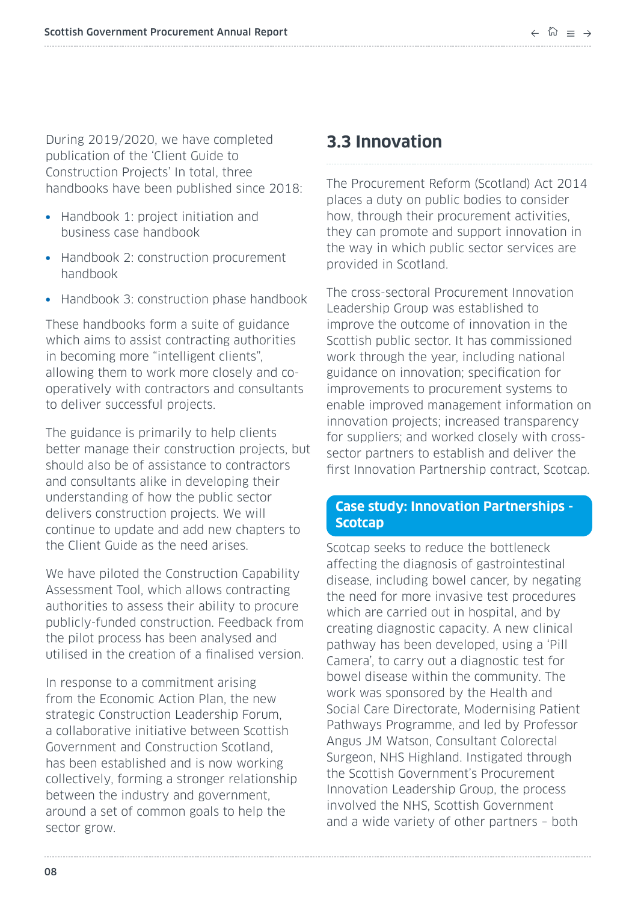During 2019/2020, we have completed publication of the 'Client Guide to Construction Projects' In total, three handbooks have been published since 2018:

- Handbook 1: project initiation and business case handbook
- Handbook 2: construction procurement handbook
- Handbook 3: construction phase handbook

These handbooks form a suite of guidance which aims to assist contracting authorities in becoming more "intelligent clients", allowing them to work more closely and co-operatively with contractors and consultants to deliver successful projects.

The guidance is primarily to help clients better manage their construction projects, but should also be of assistance to contractors and consultants alike in developing their understanding of how the public sector delivers construction projects. We will continue to update and add new chapters to the Client Guide as the need arises.

We have piloted the Construction Capability Assessment Tool, which allows contracting authorities to assess their ability to procure publicly-funded construction. Feedback from the pilot process has been analysed and utilised in the creation of a finalised version.

In response to a commitment arising from the Economic Action Plan, the new strategic Construction Leadership Forum, a collaborative initiative between Scottish Government and Construction Scotland, has been established and is now working collectively, forming a stronger relationship between the industry and government, around a set of common goals to help the sector grow.

## 3.3 Innovation

The Procurement Reform (Scotland) Act 2014 places a duty on public bodies to consider how, through their procurement activities, they can promote and support innovation in the way in which public sector services are provided in Scotland.

The cross-sectoral Procurement Innovation Leadership Group was established to improve the outcome of innovation in the Scottish public sector. It has commissioned work through the year, including national guidance on innovation; specification for improvements to procurement systems to enable improved management information on innovation projects; increased transparency for suppliers; and worked closely with cross-sector partners to establish and deliver the first Innovation Partnership contract, Scotcap.

### Case study: Innovation Partnerships - Scotcap

Scotcap seeks to reduce the bottleneck affecting the diagnosis of gastrointestinal disease, including bowel cancer, by negating the need for more invasive test procedures which are carried out in hospital, and by creating diagnostic capacity. A new clinical pathway has been developed, using a 'Pill Camera', to carry out a diagnostic test for bowel disease within the community. The work was sponsored by the Health and Social Care Directorate, Modernising Patient Pathways Programme, and led by Professor Angus JM Watson, Consultant Colorectal Surgeon, NHS Highland. Instigated through the Scottish Government's Procurement Innovation Leadership Group, the process involved the NHS, Scottish Government and a wide variety of other partners – both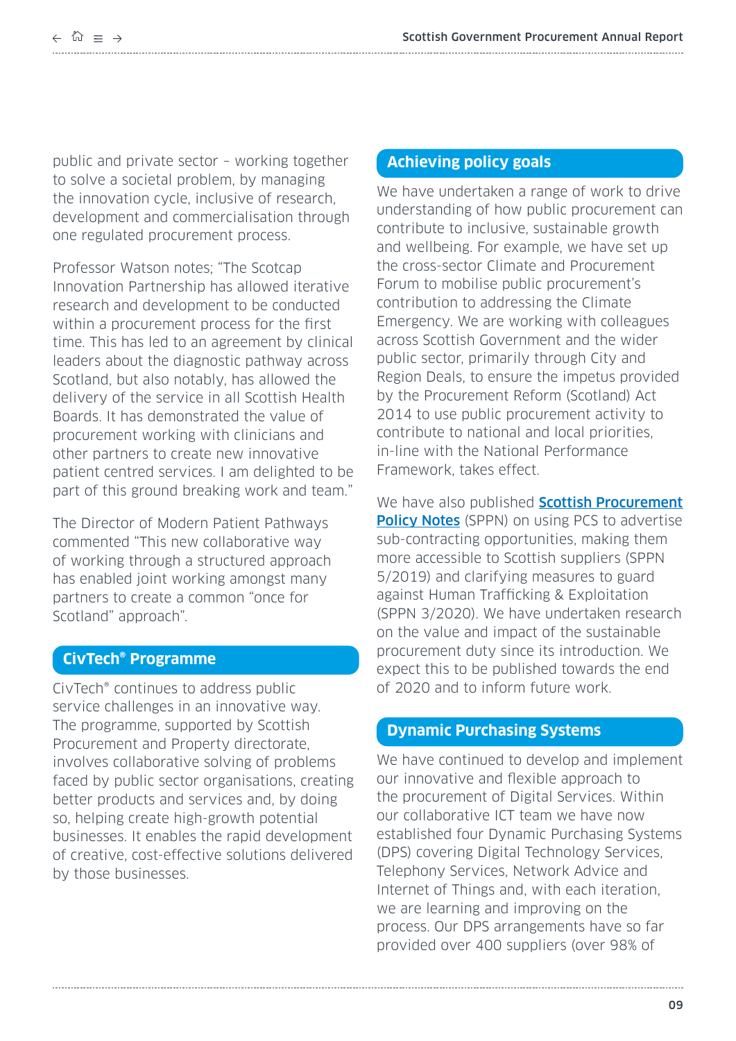public and private sector – working together to solve a societal problem, by managing the innovation cycle, inclusive of research, development and commercialisation through one regulated procurement process.

Professor Watson notes; "The Scotcap Innovation Partnership has allowed iterative research and development to be conducted within a procurement process for the first time. This has led to an agreement by clinical leaders about the diagnostic pathway across Scotland, but also notably, has allowed the delivery of the service in all Scottish Health Boards. It has demonstrated the value of procurement working with clinicians and other partners to create new innovative patient centred services. I am delighted to be part of this ground breaking work and team."

The Director of Modern Patient Pathways commented "This new collaborative way of working through a structured approach has enabled joint working amongst many partners to create a common "once for Scotland" approach".

## CivTech® Programme

CivTech® continues to address public service challenges in an innovative way. The programme, supported by Scottish Procurement and Property directorate, involves collaborative solving of problems faced by public sector organisations, creating better products and services and, by doing so, helping create high-growth potential businesses. It enables the rapid development of creative, cost-effective solutions delivered by those businesses.

## Achieving policy goals

We have undertaken a range of work to drive understanding of how public procurement can contribute to inclusive, sustainable growth and wellbeing. For example, we have set up the cross-sector Climate and Procurement Forum to mobilise public procurement's contribution to addressing the Climate Emergency. We are working with colleagues across Scottish Government and the wider public sector, primarily through City and Region Deals, to ensure the impetus provided by the Procurement Reform (Scotland) Act 2014 to use public procurement activity to contribute to national and local priorities, in-line with the National Performance Framework, takes effect.

We have also published **Scottish Procurement Policy Notes** (SPPN) on using PCS to advertise sub-contracting opportunities, making them more accessible to Scottish suppliers (SPPN 5/2019) and clarifying measures to guard against Human Trafficking & Exploitation (SPPN 3/2020). We have undertaken research on the value and impact of the sustainable procurement duty since its introduction. We expect this to be published towards the end of 2020 and to inform future work.

## Dynamic Purchasing Systems

We have continued to develop and implement our innovative and flexible approach to the procurement of Digital Services. Within our collaborative ICT team we have now established four Dynamic Purchasing Systems (DPS) covering Digital Technology Services, Telephony Services, Network Advice and Internet of Things and, with each iteration, we are learning and improving on the process. Our DPS arrangements have so far provided over 400 suppliers (over 98% of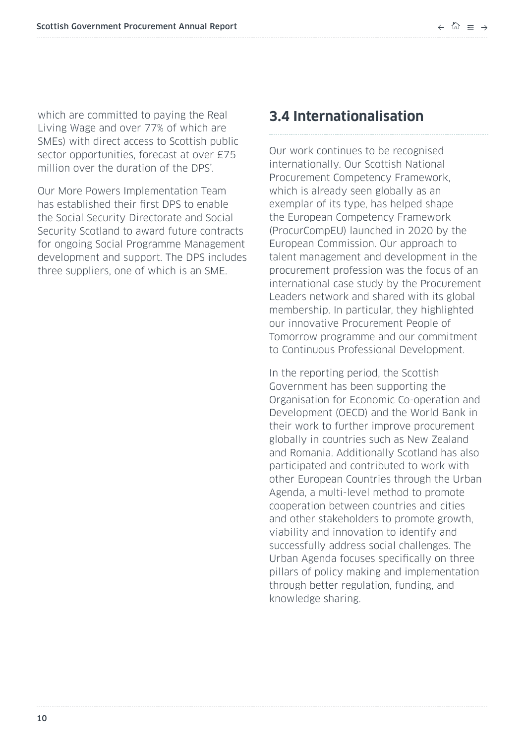which are committed to paying the Real Living Wage and over 77% of which are SMEs) with direct access to Scottish public sector opportunities, forecast at over £75 million over the duration of the DPS'.

Our More Powers Implementation Team has established their first DPS to enable the Social Security Directorate and Social Security Scotland to award future contracts for ongoing Social Programme Management development and support. The DPS includes three suppliers, one of which is an SME.

## 3.4 Internationalisation

Our work continues to be recognised internationally. Our Scottish National Procurement Competency Framework, which is already seen globally as an exemplar of its type, has helped shape the European Competency Framework (ProcurCompEU) launched in 2020 by the European Commission. Our approach to talent management and development in the procurement profession was the focus of an international case study by the Procurement Leaders network and shared with its global membership. In particular, they highlighted our innovative Procurement People of Tomorrow programme and our commitment to Continuous Professional Development.

In the reporting period, the Scottish Government has been supporting the Organisation for Economic Co-operation and Development (OECD) and the World Bank in their work to further improve procurement globally in countries such as New Zealand and Romania. Additionally Scotland has also participated and contributed to work with other European Countries through the Urban Agenda, a multi-level method to promote cooperation between countries and cities and other stakeholders to promote growth, viability and innovation to identify and successfully address social challenges. The Urban Agenda focuses specifically on three pillars of policy making and implementation through better regulation, funding, and knowledge sharing.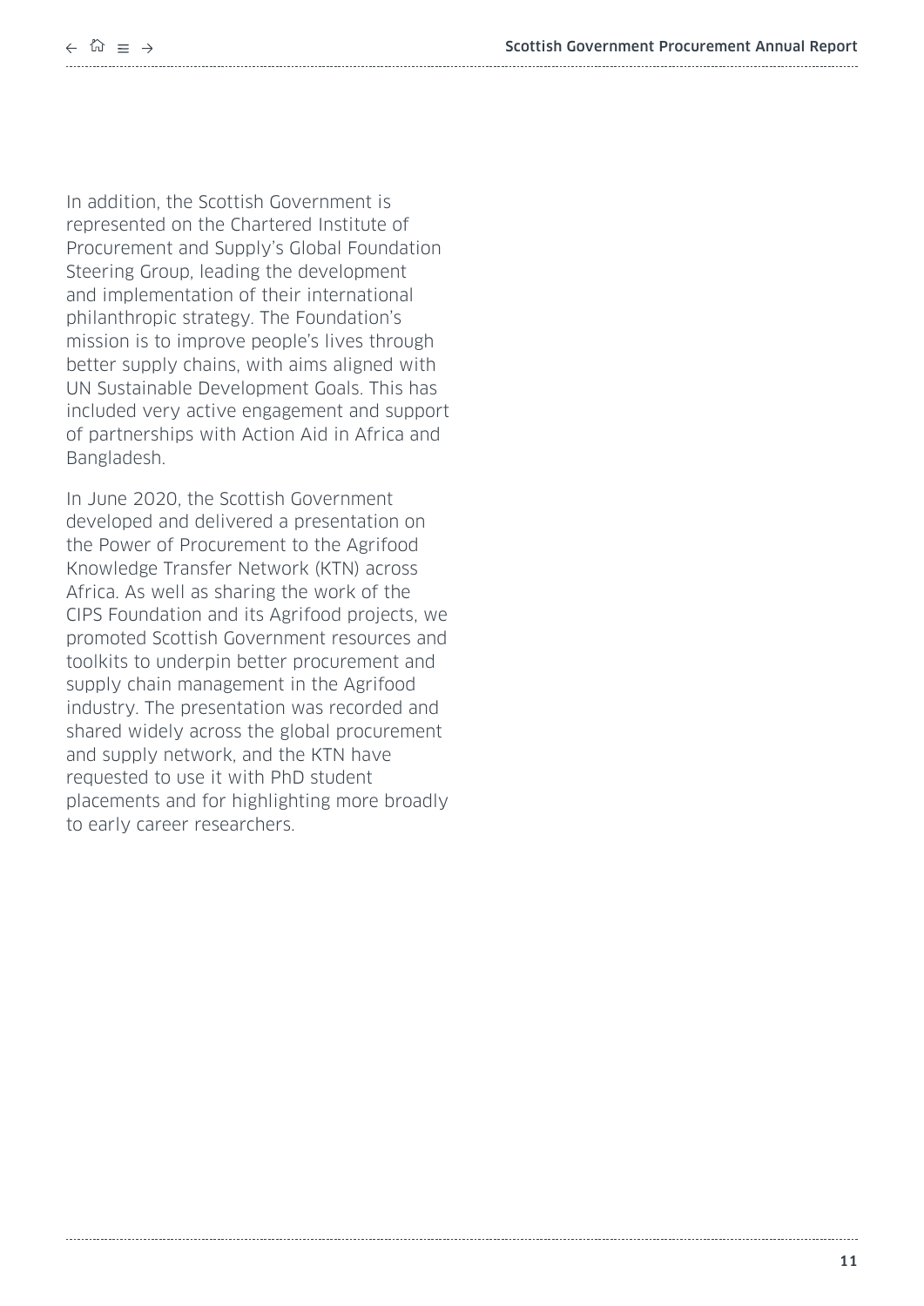In addition, the Scottish Government is represented on the Chartered Institute of Procurement and Supply's Global Foundation Steering Group, leading the development and implementation of their international philanthropic strategy. The Foundation's mission is to improve people's lives through better supply chains, with aims aligned with UN Sustainable Development Goals. This has included very active engagement and support of partnerships with Action Aid in Africa and Bangladesh.

In June 2020, the Scottish Government developed and delivered a presentation on the Power of Procurement to the Agrifood Knowledge Transfer Network (KTN) across Africa. As well as sharing the work of the CIPS Foundation and its Agrifood projects, we promoted Scottish Government resources and toolkits to underpin better procurement and supply chain management in the Agrifood industry. The presentation was recorded and shared widely across the global procurement and supply network, and the KTN have requested to use it with PhD student placements and for highlighting more broadly to early career researchers.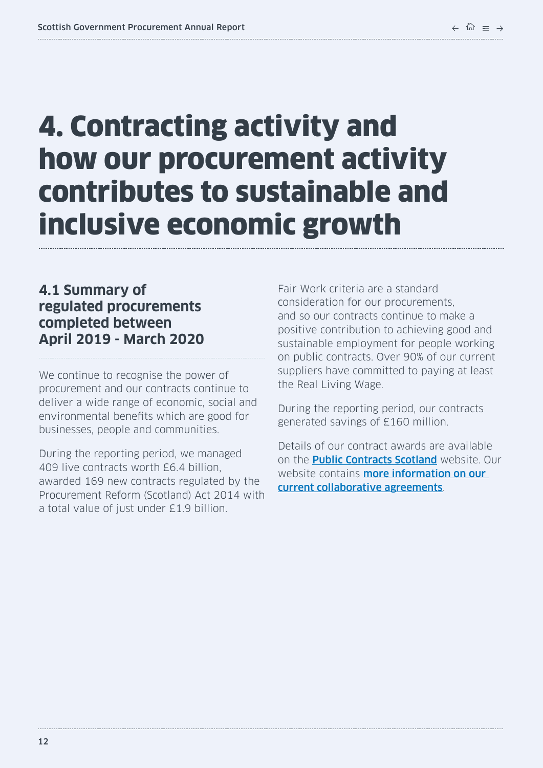# 4. Contracting activity and how our procurement activity contributes to sustainable and inclusive economic growth

## 4.1 Summary of regulated procurements completed between April 2019 - March 2020

We continue to recognise the power of procurement and our contracts continue to deliver a wide range of economic, social and environmental benefits which are good for businesses, people and communities.

During the reporting period, we managed 409 live contracts worth £6.4 billion, awarded 169 new contracts regulated by the Procurement Reform (Scotland) Act 2014 with a total value of just under £1.9 billion.

Fair Work criteria are a standard consideration for our procurements, and so our contracts continue to make a positive contribution to achieving good and sustainable employment for people working on public contracts. Over 90% of our current suppliers have committed to paying at least the Real Living Wage.

During the reporting period, our contracts generated savings of £160 million.

Details of our contract awards are available on the **Public Contracts Scotland** website. Our website contains **more information on our current collaborative agreements**.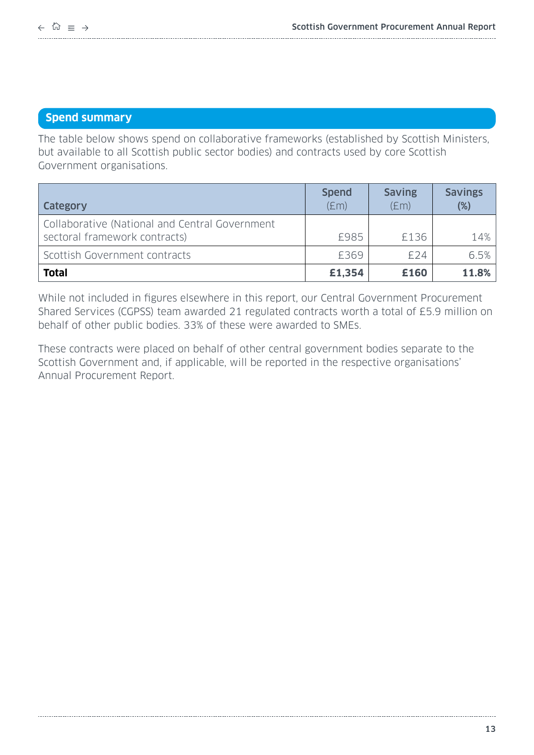## Spend summary

The table below shows spend on collaborative frameworks (established by Scottish Ministers, but available to all Scottish public sector bodies) and contracts used by core Scottish Government organisations.

| Category | Spend (£m) | Saving (£m) | Savings (%) |
|---|---|---|---|
| Collaborative (National and Central Government sectoral framework contracts) | £985 | £136 | 14% |
| Scottish Government contracts | £369 | £24 | 6.5% |
| **Total** | **£1,354** | **£160** | **11.8%** |

While not included in figures elsewhere in this report, our Central Government Procurement Shared Services (CGPSS) team awarded 21 regulated contracts worth a total of £5.9 million on behalf of other public bodies. 33% of these were awarded to SMEs.

These contracts were placed on behalf of other central government bodies separate to the Scottish Government and, if applicable, will be reported in the respective organisations' Annual Procurement Report.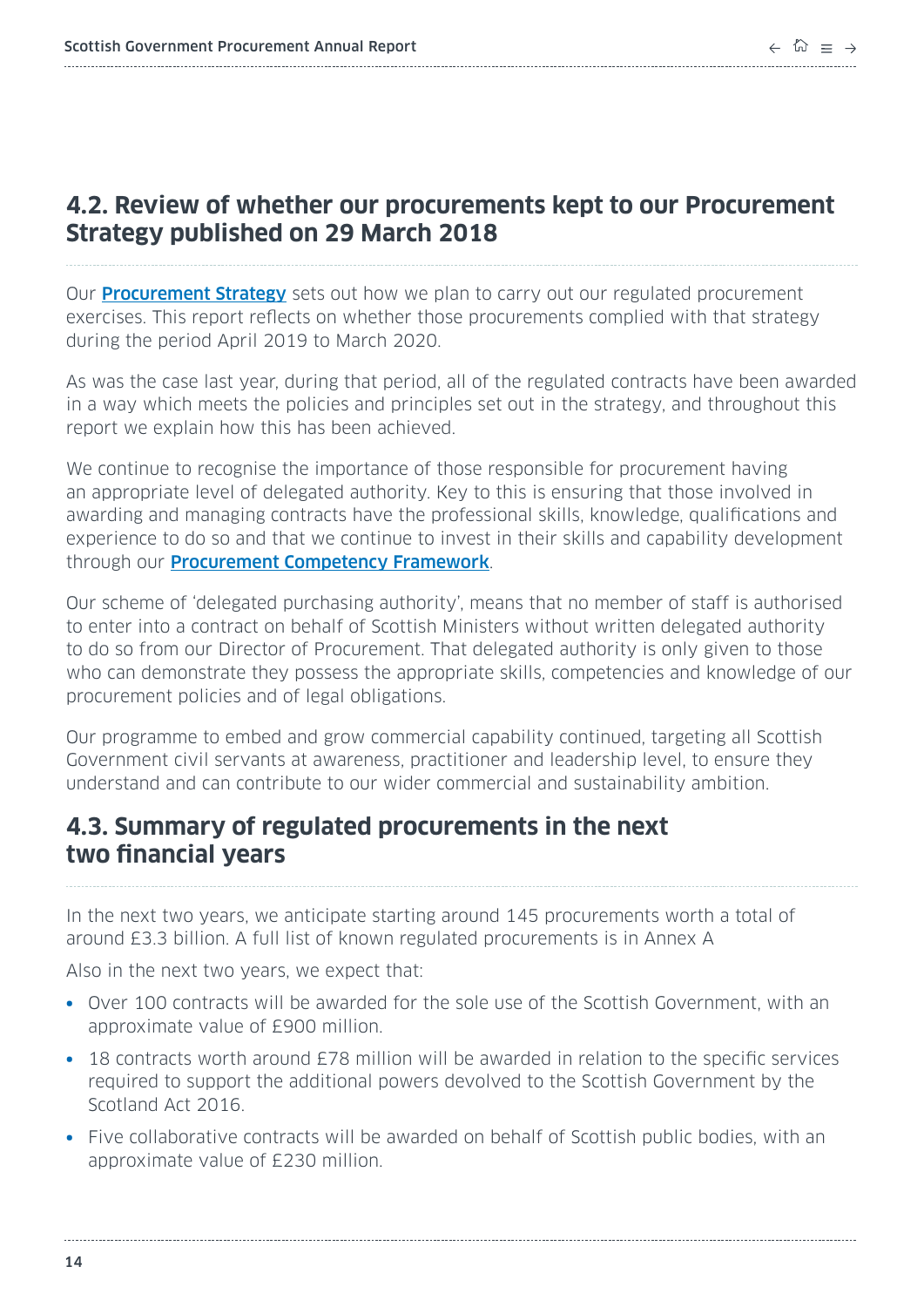## 4.2. Review of whether our procurements kept to our Procurement Strategy published on 29 March 2018

Our **Procurement Strategy** sets out how we plan to carry out our regulated procurement exercises. This report reflects on whether those procurements complied with that strategy during the period April 2019 to March 2020.

As was the case last year, during that period, all of the regulated contracts have been awarded in a way which meets the policies and principles set out in the strategy, and throughout this report we explain how this has been achieved.

We continue to recognise the importance of those responsible for procurement having an appropriate level of delegated authority. Key to this is ensuring that those involved in awarding and managing contracts have the professional skills, knowledge, qualifications and experience to do so and that we continue to invest in their skills and capability development through our **Procurement Competency Framework**.

Our scheme of 'delegated purchasing authority', means that no member of staff is authorised to enter into a contract on behalf of Scottish Ministers without written delegated authority to do so from our Director of Procurement. That delegated authority is only given to those who can demonstrate they possess the appropriate skills, competencies and knowledge of our procurement policies and of legal obligations.

Our programme to embed and grow commercial capability continued, targeting all Scottish Government civil servants at awareness, practitioner and leadership level, to ensure they understand and can contribute to our wider commercial and sustainability ambition.

## 4.3. Summary of regulated procurements in the next two financial years

In the next two years, we anticipate starting around 145 procurements worth a total of around £3.3 billion. A full list of known regulated procurements is in Annex A

Also in the next two years, we expect that:

- Over 100 contracts will be awarded for the sole use of the Scottish Government, with an approximate value of £900 million.
- 18 contracts worth around £78 million will be awarded in relation to the specific services required to support the additional powers devolved to the Scottish Government by the Scotland Act 2016.
- Five collaborative contracts will be awarded on behalf of Scottish public bodies, with an approximate value of £230 million.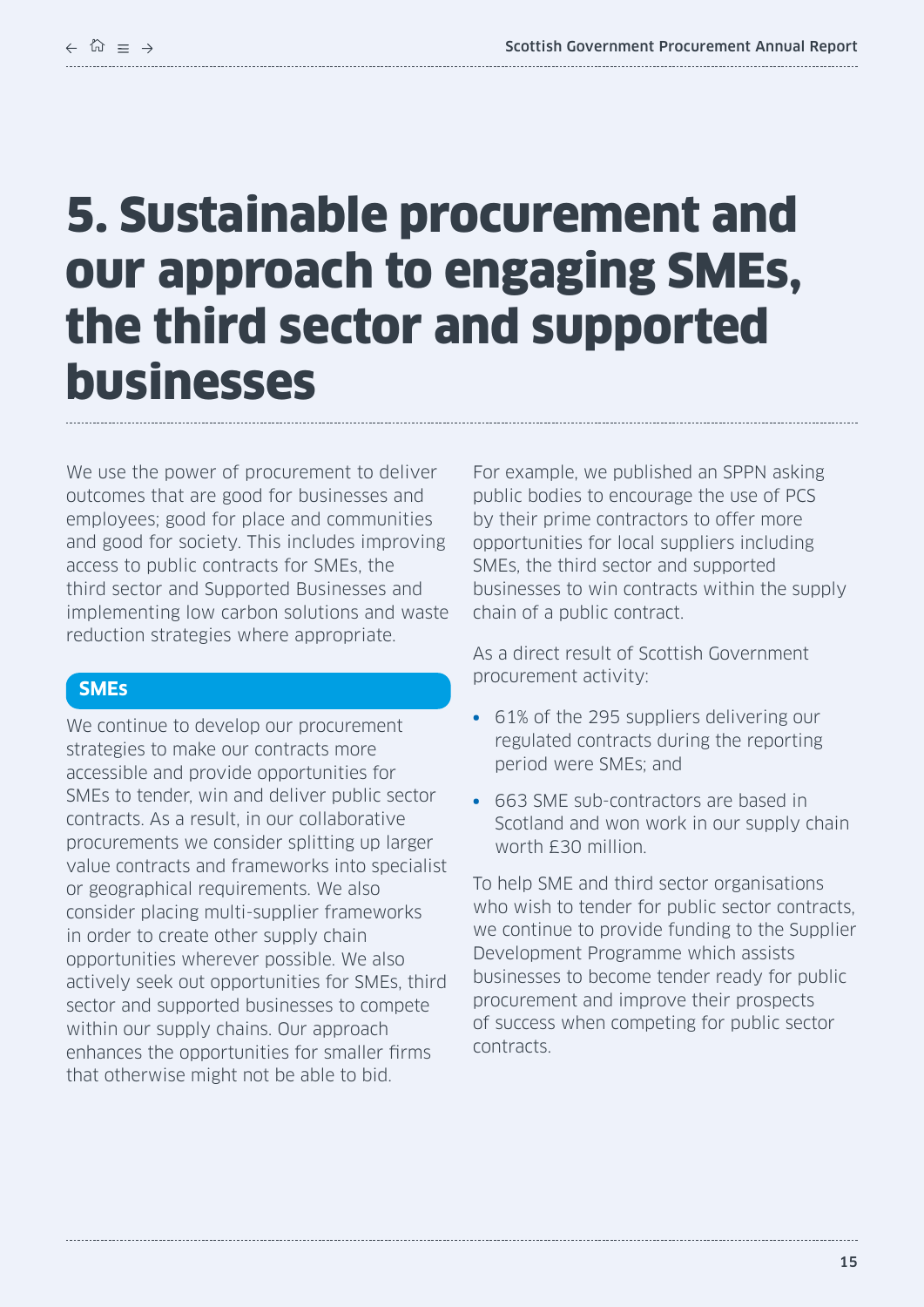# 5. Sustainable procurement and our approach to engaging SMEs, the third sector and supported businesses

We use the power of procurement to deliver outcomes that are good for businesses and employees; good for place and communities and good for society. This includes improving access to public contracts for SMEs, the third sector and Supported Businesses and implementing low carbon solutions and waste reduction strategies where appropriate.

## SMEs

We continue to develop our procurement strategies to make our contracts more accessible and provide opportunities for SMEs to tender, win and deliver public sector contracts. As a result, in our collaborative procurements we consider splitting up larger value contracts and frameworks into specialist or geographical requirements. We also consider placing multi-supplier frameworks in order to create other supply chain opportunities wherever possible. We also actively seek out opportunities for SMEs, third sector and supported businesses to compete within our supply chains. Our approach enhances the opportunities for smaller firms that otherwise might not be able to bid.

For example, we published an SPPN asking public bodies to encourage the use of PCS by their prime contractors to offer more opportunities for local suppliers including SMEs, the third sector and supported businesses to win contracts within the supply chain of a public contract.

As a direct result of Scottish Government procurement activity:

- 61% of the 295 suppliers delivering our regulated contracts during the reporting period were SMEs; and
- 663 SME sub-contractors are based in Scotland and won work in our supply chain worth £30 million.

To help SME and third sector organisations who wish to tender for public sector contracts, we continue to provide funding to the Supplier Development Programme which assists businesses to become tender ready for public procurement and improve their prospects of success when competing for public sector contracts.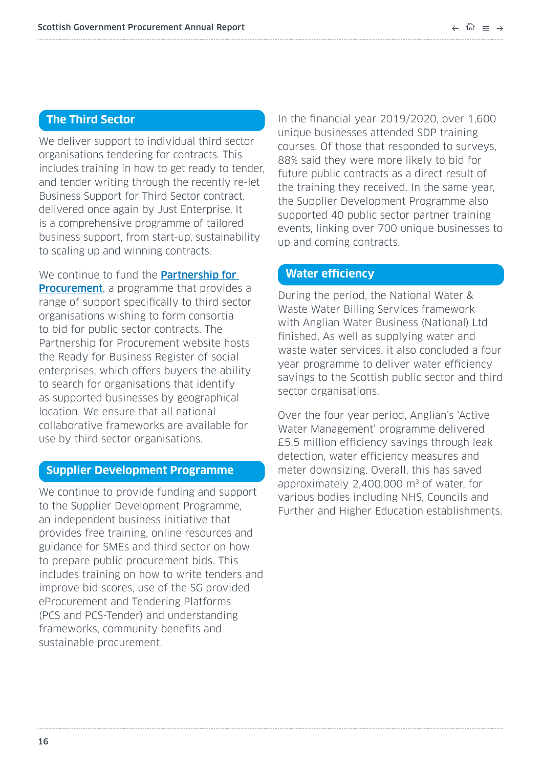## The Third Sector

We deliver support to individual third sector organisations tendering for contracts. This includes training in how to get ready to tender, and tender writing through the recently re-let Business Support for Third Sector contract, delivered once again by Just Enterprise. It is a comprehensive programme of tailored business support, from start-up, sustainability to scaling up and winning contracts.

We continue to fund the **Partnership for Procurement**, a programme that provides a range of support specifically to third sector organisations wishing to form consortia to bid for public sector contracts. The Partnership for Procurement website hosts the Ready for Business Register of social enterprises, which offers buyers the ability to search for organisations that identify as supported businesses by geographical location. We ensure that all national collaborative frameworks are available for use by third sector organisations.

## Supplier Development Programme

We continue to provide funding and support to the Supplier Development Programme, an independent business initiative that provides free training, online resources and guidance for SMEs and third sector on how to prepare public procurement bids. This includes training on how to write tenders and improve bid scores, use of the SG provided eProcurement and Tendering Platforms (PCS and PCS-Tender) and understanding frameworks, community benefits and sustainable procurement.

In the financial year 2019/2020, over 1,600 unique businesses attended SDP training courses. Of those that responded to surveys, 88% said they were more likely to bid for future public contracts as a direct result of the training they received. In the same year, the Supplier Development Programme also supported 40 public sector partner training events, linking over 700 unique businesses to up and coming contracts.

## Water efficiency

During the period, the National Water & Waste Water Billing Services framework with Anglian Water Business (National) Ltd finished. As well as supplying water and waste water services, it also concluded a four year programme to deliver water efficiency savings to the Scottish public sector and third sector organisations.

Over the four year period, Anglian's 'Active Water Management' programme delivered £5.5 million efficiency savings through leak detection, water efficiency measures and meter downsizing. Overall, this has saved approximately 2,400,000 $m^3$ of water, for various bodies including NHS, Councils and Further and Higher Education establishments.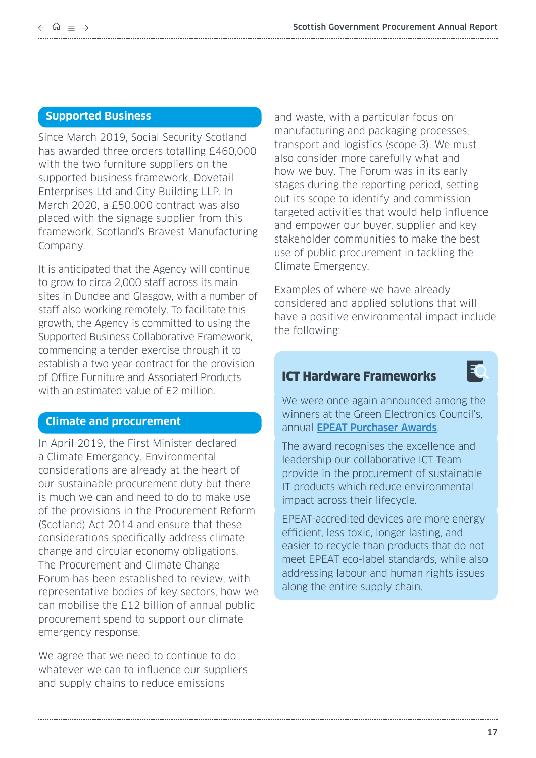## Supported Business

Since March 2019, Social Security Scotland has awarded three orders totalling £460,000 with the two furniture suppliers on the supported business framework, Dovetail Enterprises Ltd and City Building LLP. In March 2020, a £50,000 contract was also placed with the signage supplier from this framework, Scotland's Bravest Manufacturing Company.

It is anticipated that the Agency will continue to grow to circa 2,000 staff across its main sites in Dundee and Glasgow, with a number of staff also working remotely. To facilitate this growth, the Agency is committed to using the Supported Business Collaborative Framework, commencing a tender exercise through it to establish a two year contract for the provision of Office Furniture and Associated Products with an estimated value of £2 million.

## Climate and procurement

In April 2019, the First Minister declared a Climate Emergency. Environmental considerations are already at the heart of our sustainable procurement duty but there is much we can and need to do to make use of the provisions in the Procurement Reform (Scotland) Act 2014 and ensure that these considerations specifically address climate change and circular economy obligations. The Procurement and Climate Change Forum has been established to review, with representative bodies of key sectors, how we can mobilise the £12 billion of annual public procurement spend to support our climate emergency response.

We agree that we need to continue to do whatever we can to influence our suppliers and supply chains to reduce emissions and waste, with a particular focus on manufacturing and packaging processes, transport and logistics (scope 3). We must also consider more carefully what and how we buy. The Forum was in its early stages during the reporting period, setting out its scope to identify and commission targeted activities that would help influence and empower our buyer, supplier and key stakeholder communities to make the best use of public procurement in tackling the Climate Emergency.

Examples of where we have already considered and applied solutions that will have a positive environmental impact include the following:

### ICT Hardware Frameworks

We were once again announced among the winners at the Green Electronics Council's, annual **EPEAT Purchaser Awards**.

The award recognises the excellence and leadership our collaborative ICT Team provide in the procurement of sustainable IT products which reduce environmental impact across their lifecycle.

EPEAT-accredited devices are more energy efficient, less toxic, longer lasting, and easier to recycle than products that do not meet EPEAT eco-label standards, while also addressing labour and human rights issues along the entire supply chain.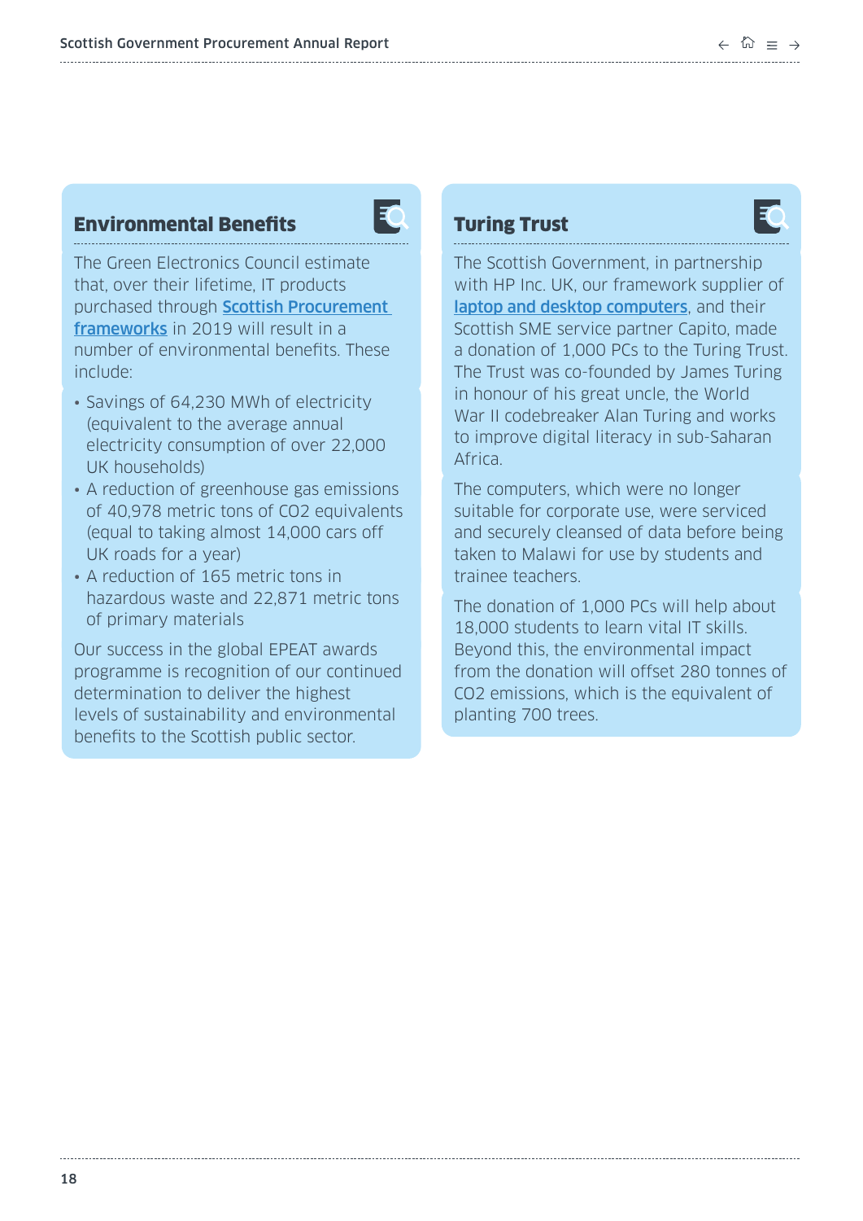## Environmental Benefits

The Green Electronics Council estimate that, over their lifetime, IT products purchased through Scottish Procurement frameworks in 2019 will result in a number of environmental benefits. These include:

- Savings of 64,230 MWh of electricity (equivalent to the average annual electricity consumption of over 22,000 UK households)
- A reduction of greenhouse gas emissions of 40,978 metric tons of $CO_2$ equivalents (equal to taking almost 14,000 cars off UK roads for a year)
- A reduction of 165 metric tons in hazardous waste and 22,871 metric tons of primary materials

Our success in the global EPEAT awards programme is recognition of our continued determination to deliver the highest levels of sustainability and environmental benefits to the Scottish public sector.

## Turing Trust

The Scottish Government, in partnership with HP Inc. UK, our framework supplier of laptop and desktop computers, and their Scottish SME service partner Capito, made a donation of 1,000 PCs to the Turing Trust. The Trust was co-founded by James Turing in honour of his great uncle, the World War II codebreaker Alan Turing and works to improve digital literacy in sub-Saharan Africa.

The computers, which were no longer suitable for corporate use, were serviced and securely cleansed of data before being taken to Malawi for use by students and trainee teachers.

The donation of 1,000 PCs will help about 18,000 students to learn vital IT skills. Beyond this, the environmental impact from the donation will offset 280 tonnes of $CO_2$ emissions, which is the equivalent of planting 700 trees.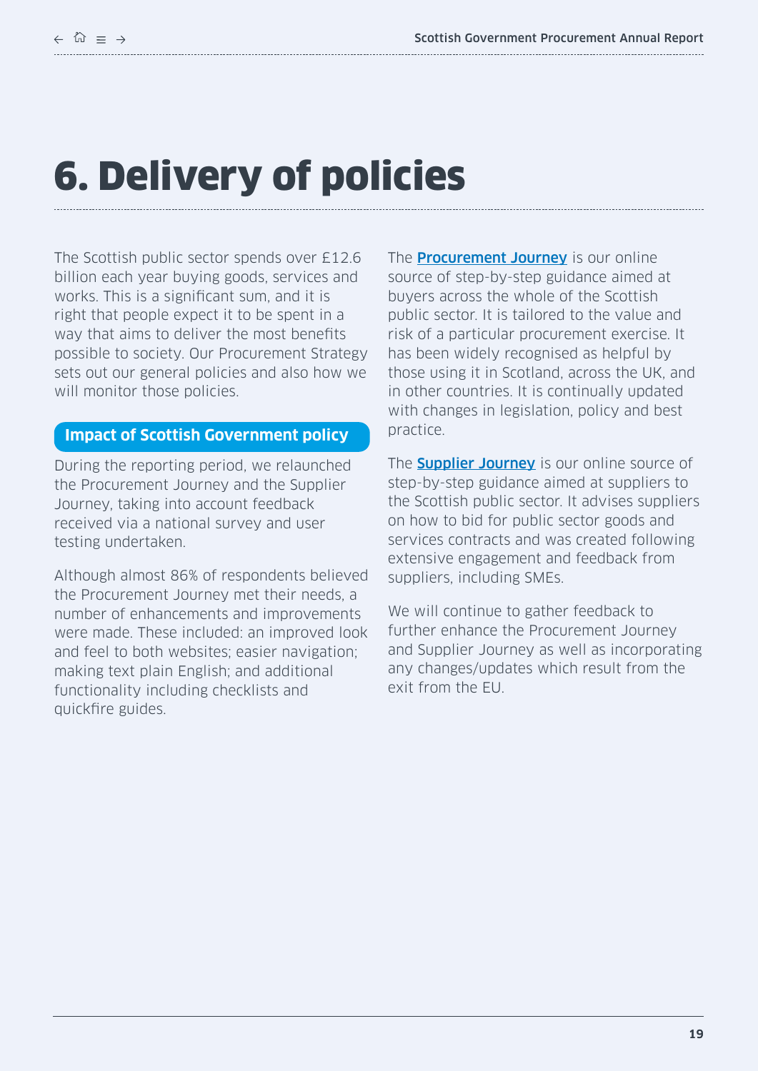# 6. Delivery of policies

The Scottish public sector spends over £12.6 billion each year buying goods, services and works. This is a significant sum, and it is right that people expect it to be spent in a way that aims to deliver the most benefits possible to society. Our Procurement Strategy sets out our general policies and also how we will monitor those policies.

## Impact of Scottish Government policy

During the reporting period, we relaunched the Procurement Journey and the Supplier Journey, taking into account feedback received via a national survey and user testing undertaken.

Although almost 86% of respondents believed the Procurement Journey met their needs, a number of enhancements and improvements were made. These included: an improved look and feel to both websites; easier navigation; making text plain English; and additional functionality including checklists and quickfire guides.

The **Procurement Journey** is our online source of step-by-step guidance aimed at buyers across the whole of the Scottish public sector. It is tailored to the value and risk of a particular procurement exercise. It has been widely recognised as helpful by those using it in Scotland, across the UK, and in other countries. It is continually updated with changes in legislation, policy and best practice.

The **Supplier Journey** is our online source of step-by-step guidance aimed at suppliers to the Scottish public sector. It advises suppliers on how to bid for public sector goods and services contracts and was created following extensive engagement and feedback from suppliers, including SMEs.

We will continue to gather feedback to further enhance the Procurement Journey and Supplier Journey as well as incorporating any changes/updates which result from the exit from the EU.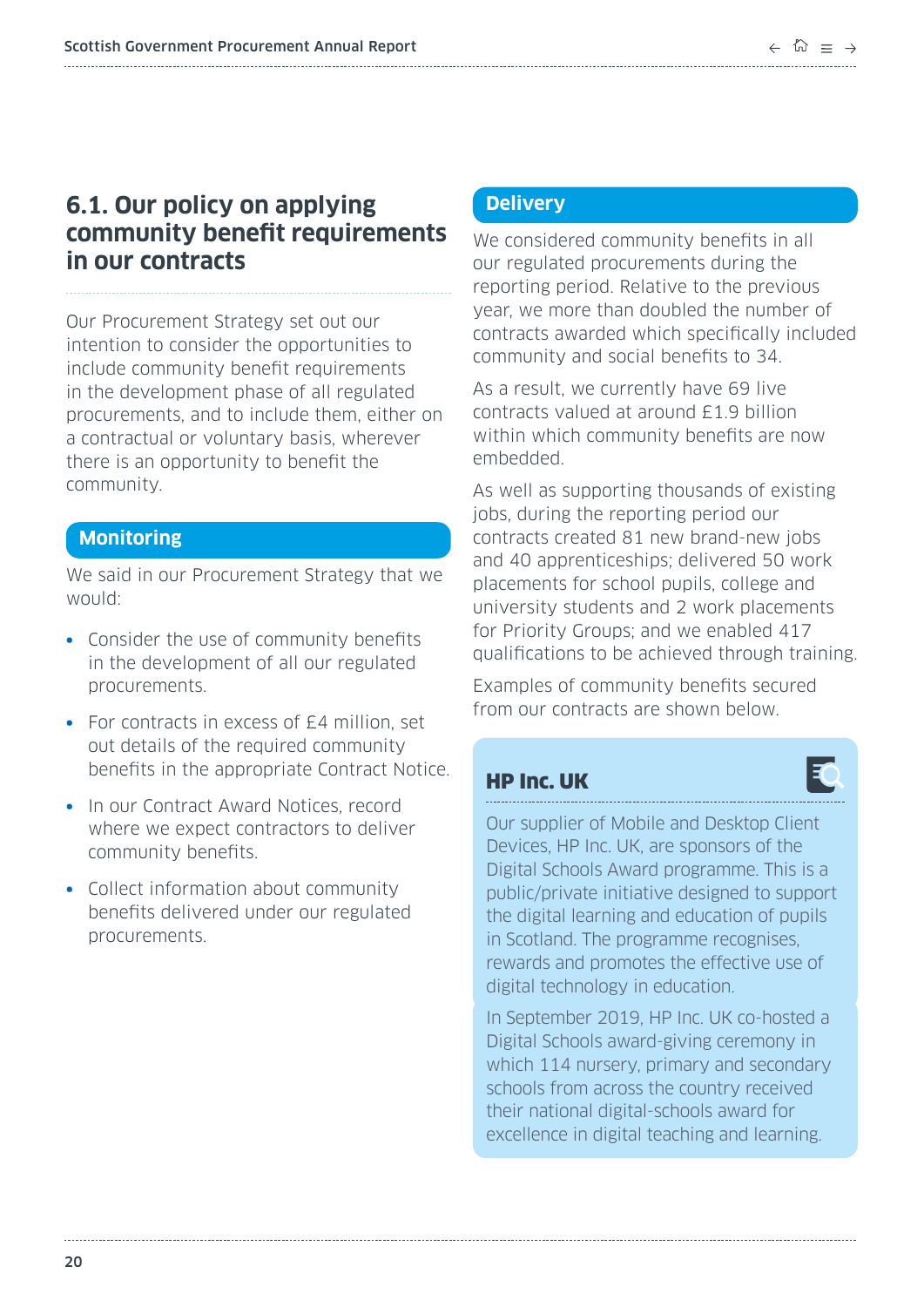## 6.1. Our policy on applying community benefit requirements in our contracts

Our Procurement Strategy set out our intention to consider the opportunities to include community benefit requirements in the development phase of all regulated procurements, and to include them, either on a contractual or voluntary basis, wherever there is an opportunity to benefit the community.

### Monitoring

We said in our Procurement Strategy that we would:

- Consider the use of community benefits in the development of all our regulated procurements.
- For contracts in excess of £4 million, set out details of the required community benefits in the appropriate Contract Notice.
- In our Contract Award Notices, record where we expect contractors to deliver community benefits.
- Collect information about community benefits delivered under our regulated procurements.

### Delivery

We considered community benefits in all our regulated procurements during the reporting period. Relative to the previous year, we more than doubled the number of contracts awarded which specifically included community and social benefits to 34.

As a result, we currently have 69 live contracts valued at around £1.9 billion within which community benefits are now embedded.

As well as supporting thousands of existing jobs, during the reporting period our contracts created 81 new brand-new jobs and 40 apprenticeships; delivered 50 work placements for school pupils, college and university students and 2 work placements for Priority Groups; and we enabled 417 qualifications to be achieved through training.

Examples of community benefits secured from our contracts are shown below.

#### HP Inc. UK

Our supplier of Mobile and Desktop Client Devices, HP Inc. UK, are sponsors of the Digital Schools Award programme. This is a public/private initiative designed to support the digital learning and education of pupils in Scotland. The programme recognises, rewards and promotes the effective use of digital technology in education.

In September 2019, HP Inc. UK co-hosted a Digital Schools award-giving ceremony in which 114 nursery, primary and secondary schools from across the country received their national digital-schools award for excellence in digital teaching and learning.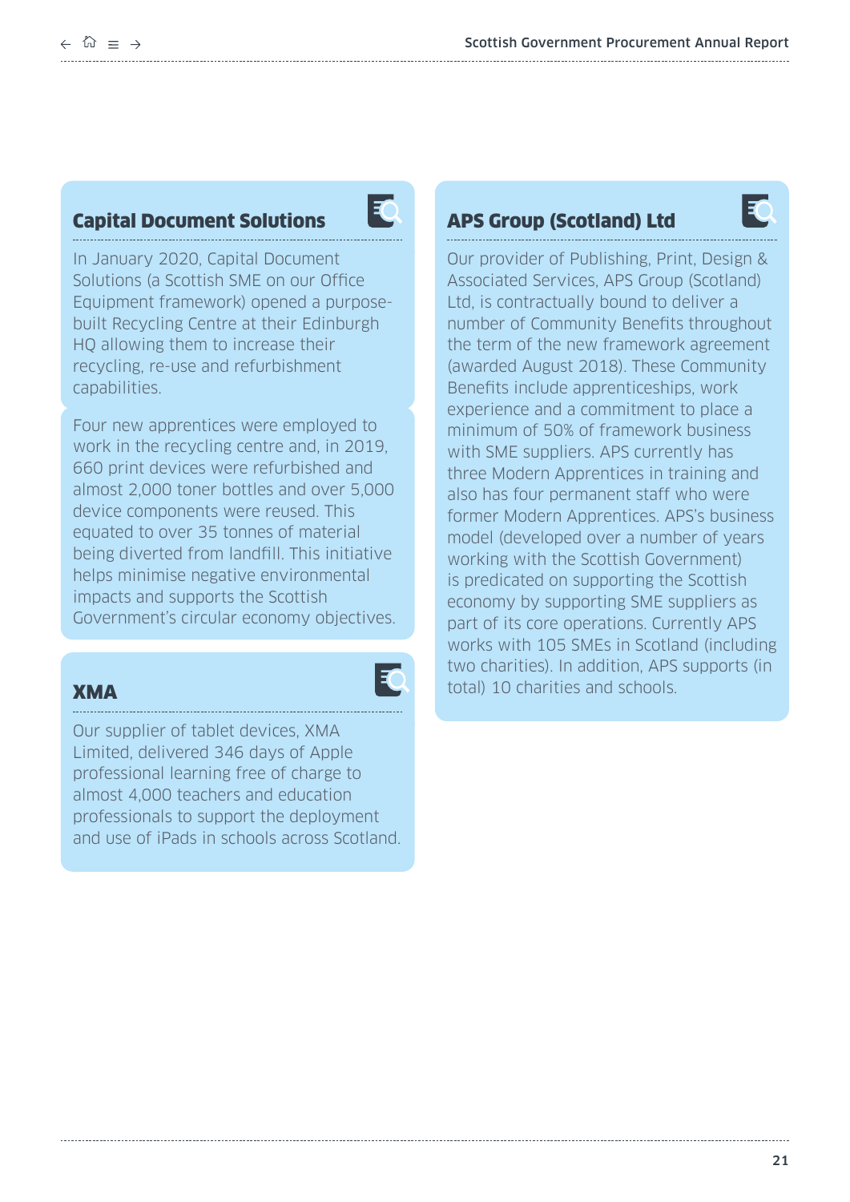## Capital Document Solutions

In January 2020, Capital Document Solutions (a Scottish SME on our Office Equipment framework) opened a purpose-built Recycling Centre at their Edinburgh HQ allowing them to increase their recycling, re-use and refurbishment capabilities.

Four new apprentices were employed to work in the recycling centre and, in 2019, 660 print devices were refurbished and almost 2,000 toner bottles and over 5,000 device components were reused. This equated to over 35 tonnes of material being diverted from landfill. This initiative helps minimise negative environmental impacts and supports the Scottish Government's circular economy objectives.

## XMA

Our supplier of tablet devices, XMA Limited, delivered 346 days of Apple professional learning free of charge to almost 4,000 teachers and education professionals to support the deployment and use of iPads in schools across Scotland.

## APS Group (Scotland) Ltd

Our provider of Publishing, Print, Design & Associated Services, APS Group (Scotland) Ltd, is contractually bound to deliver a number of Community Benefits throughout the term of the new framework agreement (awarded August 2018). These Community Benefits include apprenticeships, work experience and a commitment to place a minimum of 50% of framework business with SME suppliers. APS currently has three Modern Apprentices in training and also has four permanent staff who were former Modern Apprentices. APS's business model (developed over a number of years working with the Scottish Government) is predicated on supporting the Scottish economy by supporting SME suppliers as part of its core operations. Currently APS works with 105 SMEs in Scotland (including two charities). In addition, APS supports (in total) 10 charities and schools.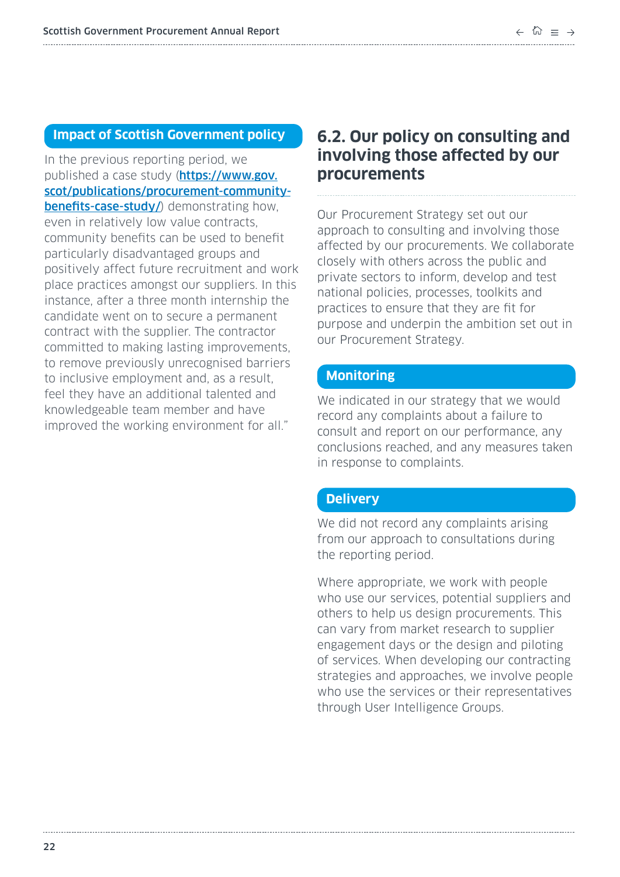**Impact of Scottish Government policy**

In the previous reporting period, we published a case study (https://www.gov.scot/publications/procurement-community-benefits-case-study/) demonstrating how, even in relatively low value contracts, community benefits can be used to benefit particularly disadvantaged groups and positively affect future recruitment and work place practices amongst our suppliers. In this instance, after a three month internship the candidate went on to secure a permanent contract with the supplier. The contractor committed to making lasting improvements, to remove previously unrecognised barriers to inclusive employment and, as a result, feel they have an additional talented and knowledgeable team member and have improved the working environment for all."

## 6.2. Our policy on consulting and involving those affected by our procurements

Our Procurement Strategy set out our approach to consulting and involving those affected by our procurements. We collaborate closely with others across the public and private sectors to inform, develop and test national policies, processes, toolkits and practices to ensure that they are fit for purpose and underpin the ambition set out in our Procurement Strategy.

**Monitoring**

We indicated in our strategy that we would record any complaints about a failure to consult and report on our performance, any conclusions reached, and any measures taken in response to complaints.

**Delivery**

We did not record any complaints arising from our approach to consultations during the reporting period.

Where appropriate, we work with people who use our services, potential suppliers and others to help us design procurements. This can vary from market research to supplier engagement days or the design and piloting of services. When developing our contracting strategies and approaches, we involve people who use the services or their representatives through User Intelligence Groups.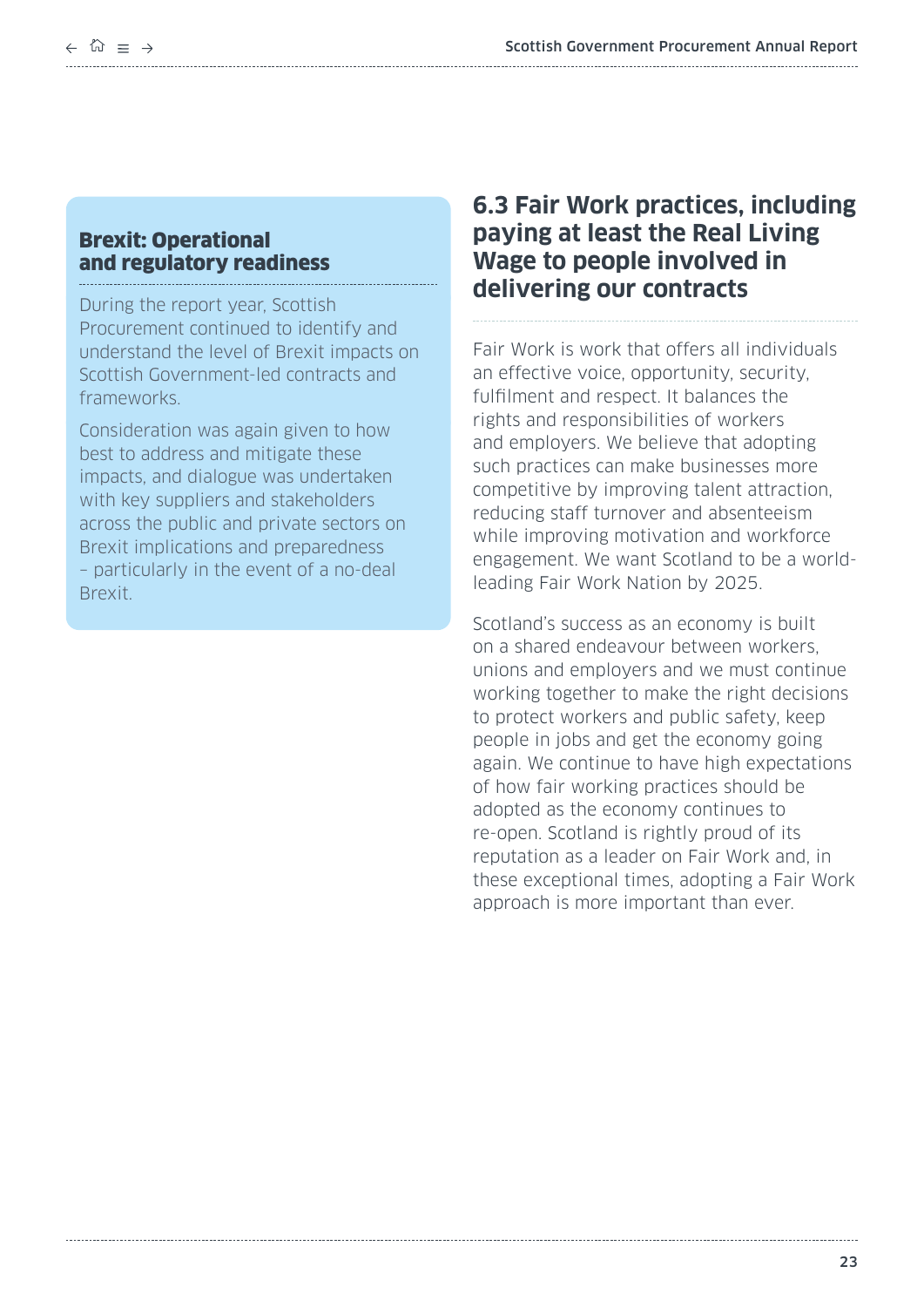### Brexit: Operational and regulatory readiness

During the report year, Scottish Procurement continued to identify and understand the level of Brexit impacts on Scottish Government-led contracts and frameworks.

Consideration was again given to how best to address and mitigate these impacts, and dialogue was undertaken with key suppliers and stakeholders across the public and private sectors on Brexit implications and preparedness – particularly in the event of a no-deal Brexit.

## 6.3 Fair Work practices, including paying at least the Real Living Wage to people involved in delivering our contracts

Fair Work is work that offers all individuals an effective voice, opportunity, security, fulfilment and respect. It balances the rights and responsibilities of workers and employers. We believe that adopting such practices can make businesses more competitive by improving talent attraction, reducing staff turnover and absenteeism while improving motivation and workforce engagement. We want Scotland to be a world-leading Fair Work Nation by 2025.

Scotland's success as an economy is built on a shared endeavour between workers, unions and employers and we must continue working together to make the right decisions to protect workers and public safety, keep people in jobs and get the economy going again. We continue to have high expectations of how fair working practices should be adopted as the economy continues to re-open. Scotland is rightly proud of its reputation as a leader on Fair Work and, in these exceptional times, adopting a Fair Work approach is more important than ever.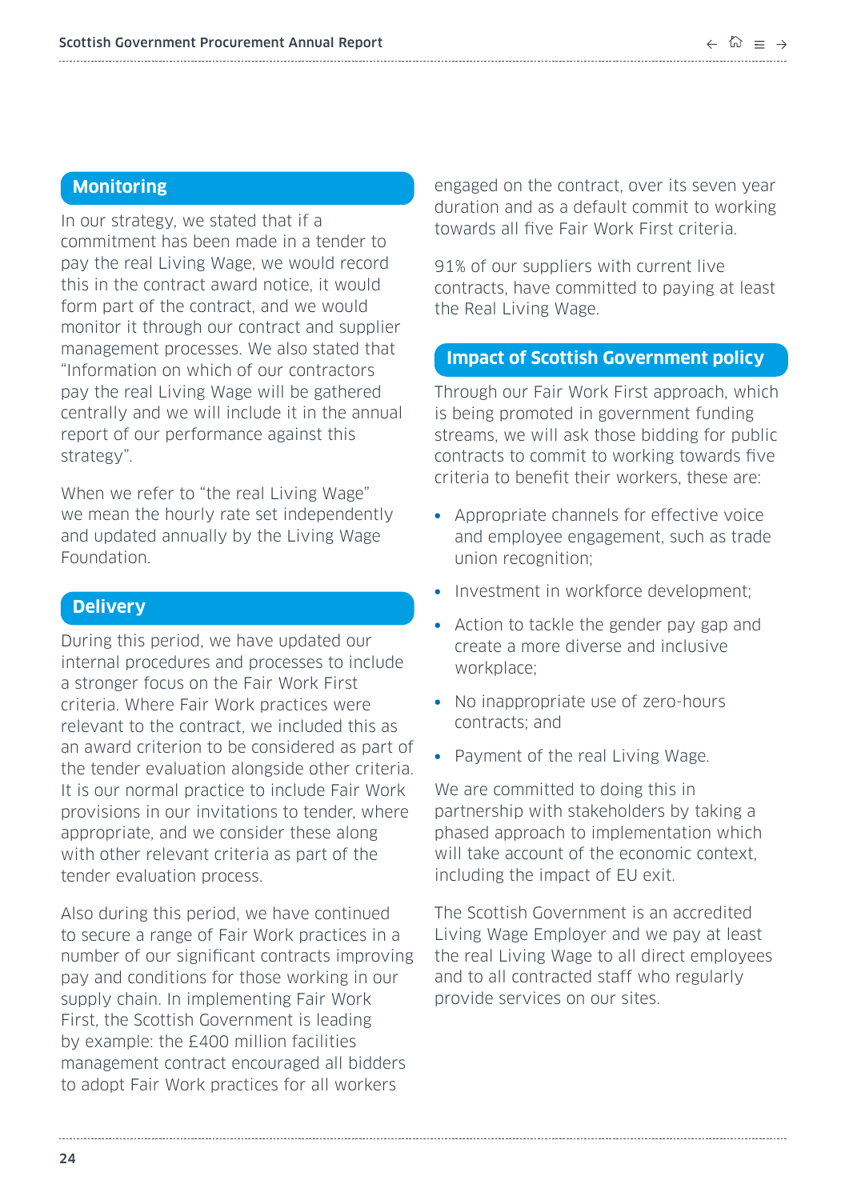## Monitoring

In our strategy, we stated that if a commitment has been made in a tender to pay the real Living Wage, we would record this in the contract award notice, it would form part of the contract, and we would monitor it through our contract and supplier management processes. We also stated that "Information on which of our contractors pay the real Living Wage will be gathered centrally and we will include it in the annual report of our performance against this strategy".

When we refer to "the real Living Wage" we mean the hourly rate set independently and updated annually by the Living Wage Foundation.

## Delivery

During this period, we have updated our internal procedures and processes to include a stronger focus on the Fair Work First criteria. Where Fair Work practices were relevant to the contract, we included this as an award criterion to be considered as part of the tender evaluation alongside other criteria. It is our normal practice to include Fair Work provisions in our invitations to tender, where appropriate, and we consider these along with other relevant criteria as part of the tender evaluation process.

Also during this period, we have continued to secure a range of Fair Work practices in a number of our significant contracts improving pay and conditions for those working in our supply chain. In implementing Fair Work First, the Scottish Government is leading by example: the £400 million facilities management contract encouraged all bidders to adopt Fair Work practices for all workers engaged on the contract, over its seven year duration and as a default commit to working towards all five Fair Work First criteria.

91% of our suppliers with current live contracts, have committed to paying at least the Real Living Wage.

## Impact of Scottish Government policy

Through our Fair Work First approach, which is being promoted in government funding streams, we will ask those bidding for public contracts to commit to working towards five criteria to benefit their workers, these are:

- Appropriate channels for effective voice and employee engagement, such as trade union recognition;
- Investment in workforce development;
- Action to tackle the gender pay gap and create a more diverse and inclusive workplace;
- No inappropriate use of zero-hours contracts; and
- Payment of the real Living Wage.

We are committed to doing this in partnership with stakeholders by taking a phased approach to implementation which will take account of the economic context, including the impact of EU exit.

The Scottish Government is an accredited Living Wage Employer and we pay at least the real Living Wage to all direct employees and to all contracted staff who regularly provide services on our sites.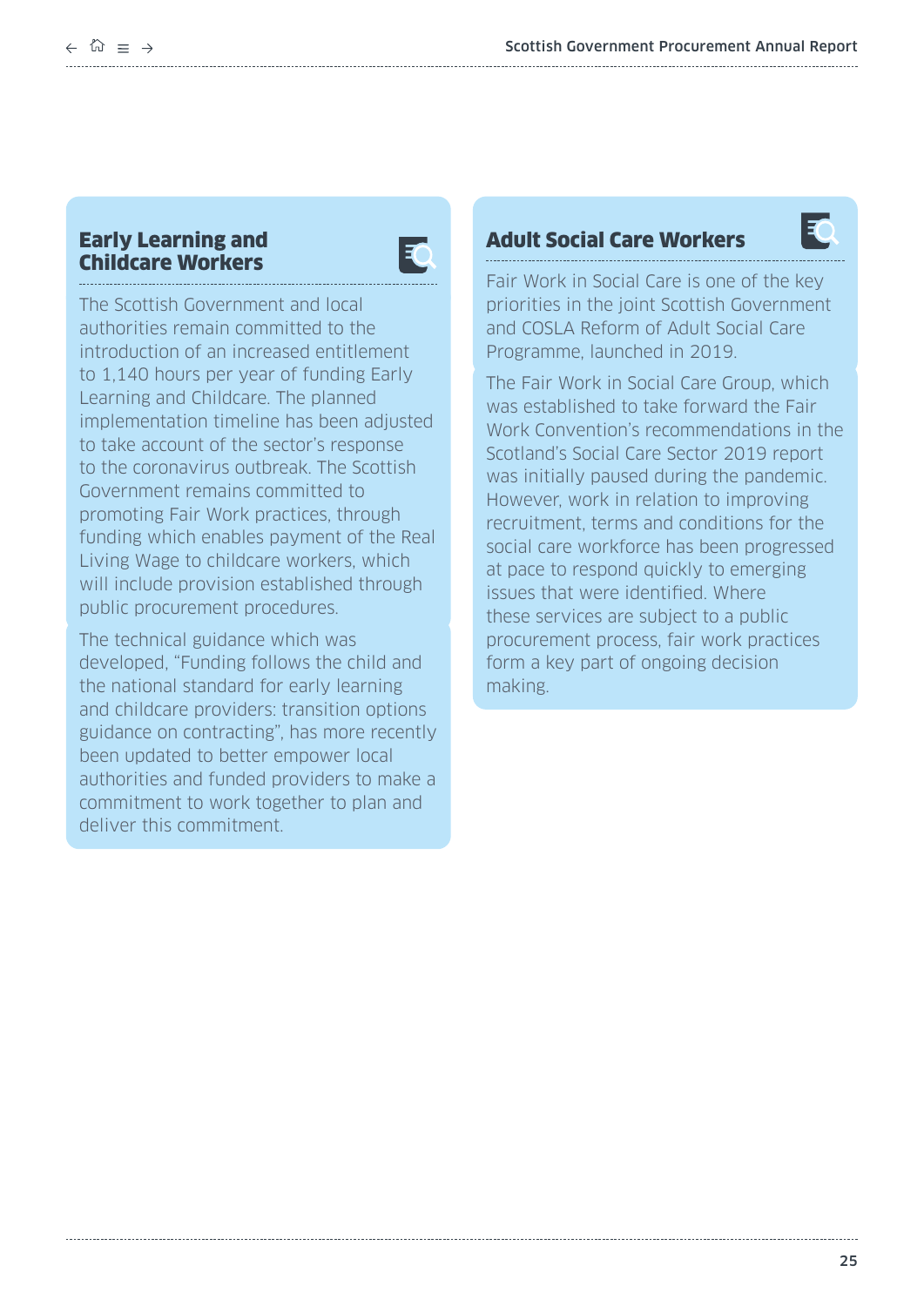## Early Learning and Childcare Workers

The Scottish Government and local authorities remain committed to the introduction of an increased entitlement to 1,140 hours per year of funding Early Learning and Childcare. The planned implementation timeline has been adjusted to take account of the sector's response to the coronavirus outbreak. The Scottish Government remains committed to promoting Fair Work practices, through funding which enables payment of the Real Living Wage to childcare workers, which will include provision established through public procurement procedures.

The technical guidance which was developed, "Funding follows the child and the national standard for early learning and childcare providers: transition options guidance on contracting", has more recently been updated to better empower local authorities and funded providers to make a commitment to work together to plan and deliver this commitment.

## Adult Social Care Workers

Fair Work in Social Care is one of the key priorities in the joint Scottish Government and COSLA Reform of Adult Social Care Programme, launched in 2019.

The Fair Work in Social Care Group, which was established to take forward the Fair Work Convention's recommendations in the Scotland's Social Care Sector 2019 report was initially paused during the pandemic. However, work in relation to improving recruitment, terms and conditions for the social care workforce has been progressed at pace to respond quickly to emerging issues that were identified. Where these services are subject to a public procurement process, fair work practices form a key part of ongoing decision making.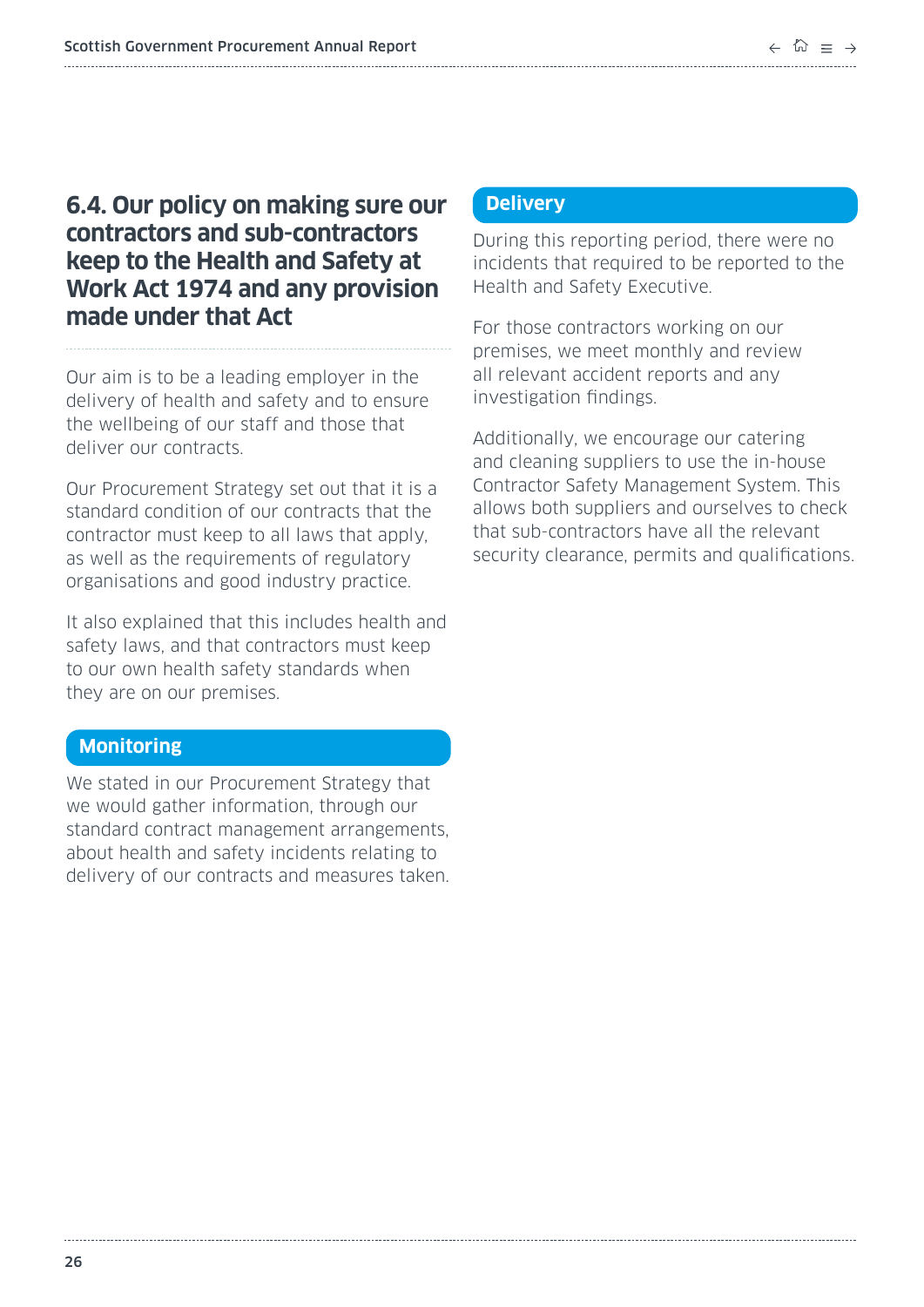## 6.4. Our policy on making sure our contractors and sub-contractors keep to the Health and Safety at Work Act 1974 and any provision made under that Act

Our aim is to be a leading employer in the delivery of health and safety and to ensure the wellbeing of our staff and those that deliver our contracts.

Our Procurement Strategy set out that it is a standard condition of our contracts that the contractor must keep to all laws that apply, as well as the requirements of regulatory organisations and good industry practice.

It also explained that this includes health and safety laws, and that contractors must keep to our own health safety standards when they are on our premises.

### Monitoring

We stated in our Procurement Strategy that we would gather information, through our standard contract management arrangements, about health and safety incidents relating to delivery of our contracts and measures taken.

### Delivery

During this reporting period, there were no incidents that required to be reported to the Health and Safety Executive.

For those contractors working on our premises, we meet monthly and review all relevant accident reports and any investigation findings.

Additionally, we encourage our catering and cleaning suppliers to use the in-house Contractor Safety Management System. This allows both suppliers and ourselves to check that sub-contractors have all the relevant security clearance, permits and qualifications.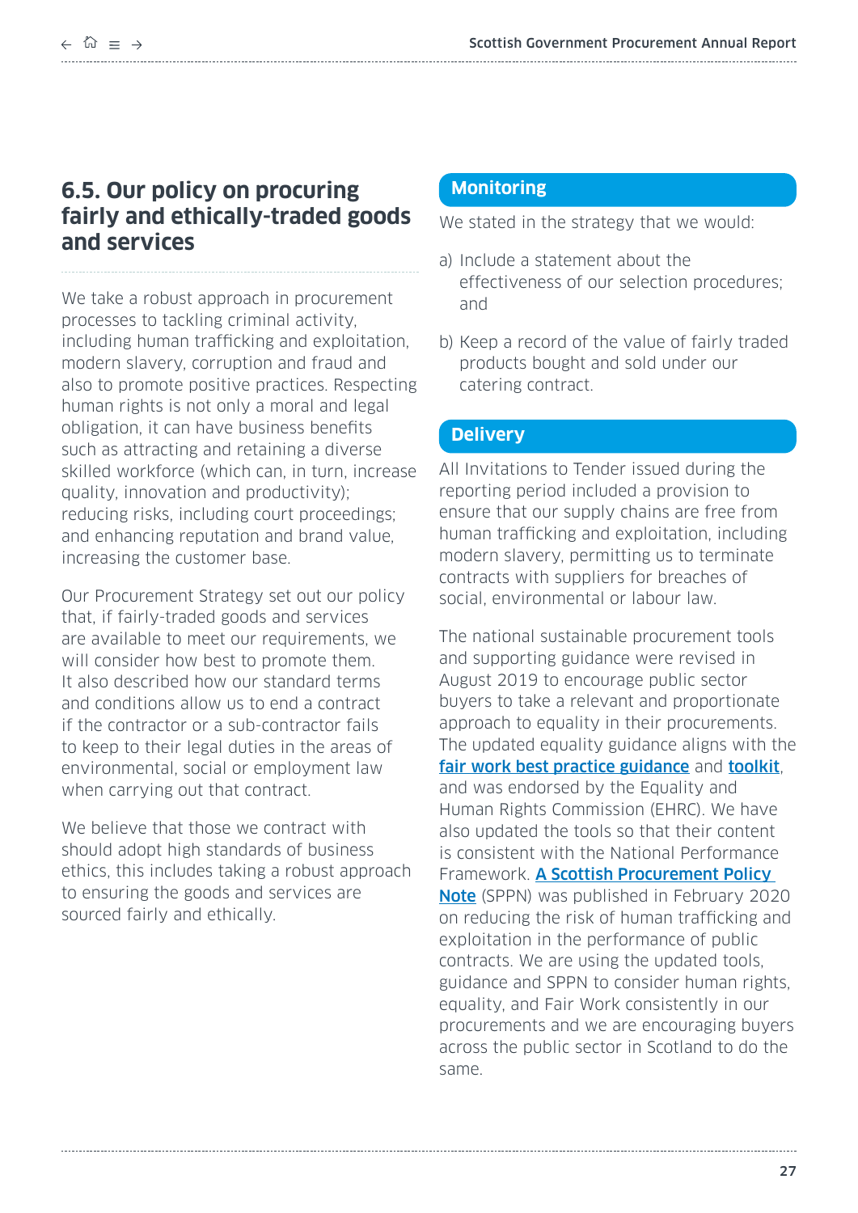## 6.5. Our policy on procuring fairly and ethically-traded goods and services

We take a robust approach in procurement processes to tackling criminal activity, including human trafficking and exploitation, modern slavery, corruption and fraud and also to promote positive practices. Respecting human rights is not only a moral and legal obligation, it can have business benefits such as attracting and retaining a diverse skilled workforce (which can, in turn, increase quality, innovation and productivity); reducing risks, including court proceedings; and enhancing reputation and brand value, increasing the customer base.

Our Procurement Strategy set out our policy that, if fairly-traded goods and services are available to meet our requirements, we will consider how best to promote them. It also described how our standard terms and conditions allow us to end a contract if the contractor or a sub-contractor fails to keep to their legal duties in the areas of environmental, social or employment law when carrying out that contract.

We believe that those we contract with should adopt high standards of business ethics, this includes taking a robust approach to ensuring the goods and services are sourced fairly and ethically.

### Monitoring

We stated in the strategy that we would:

a) Include a statement about the effectiveness of our selection procedures; and

b) Keep a record of the value of fairly traded products bought and sold under our catering contract.

### Delivery

All Invitations to Tender issued during the reporting period included a provision to ensure that our supply chains are free from human trafficking and exploitation, including modern slavery, permitting us to terminate contracts with suppliers for breaches of social, environmental or labour law.

The national sustainable procurement tools and supporting guidance were revised in August 2019 to encourage public sector buyers to take a relevant and proportionate approach to equality in their procurements. The updated equality guidance aligns with the **fair work best practice guidance** and **toolkit**, and was endorsed by the Equality and Human Rights Commission (EHRC). We have also updated the tools so that their content is consistent with the National Performance Framework. **A Scottish Procurement Policy Note** (SPPN) was published in February 2020 on reducing the risk of human trafficking and exploitation in the performance of public contracts. We are using the updated tools, guidance and SPPN to consider human rights, equality, and Fair Work consistently in our procurements and we are encouraging buyers across the public sector in Scotland to do the same.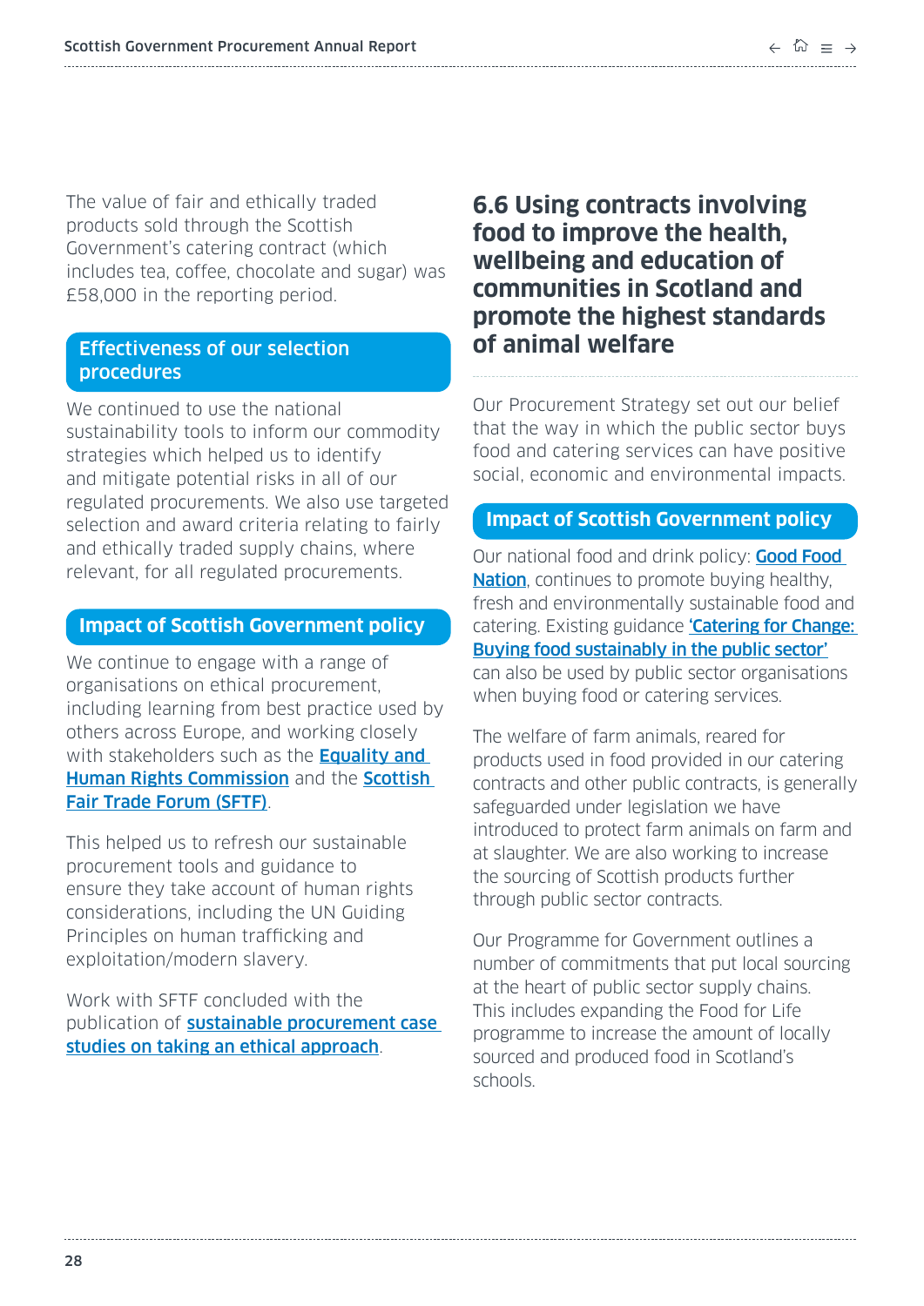The value of fair and ethically traded products sold through the Scottish Government's catering contract (which includes tea, coffee, chocolate and sugar) was £58,000 in the reporting period.

### Effectiveness of our selection procedures

We continued to use the national sustainability tools to inform our commodity strategies which helped us to identify and mitigate potential risks in all of our regulated procurements. We also use targeted selection and award criteria relating to fairly and ethically traded supply chains, where relevant, for all regulated procurements.

### Impact of Scottish Government policy

We continue to engage with a range of organisations on ethical procurement, including learning from best practice used by others across Europe, and working closely with stakeholders such as the **Equality and Human Rights Commission** and the **Scottish Fair Trade Forum (SFTF)**.

This helped us to refresh our sustainable procurement tools and guidance to ensure they take account of human rights considerations, including the UN Guiding Principles on human trafficking and exploitation/modern slavery.

Work with SFTF concluded with the publication of **sustainable procurement case studies on taking an ethical approach**.

## 6.6 Using contracts involving food to improve the health, wellbeing and education of communities in Scotland and promote the highest standards of animal welfare

Our Procurement Strategy set out our belief that the way in which the public sector buys food and catering services can have positive social, economic and environmental impacts.

### Impact of Scottish Government policy

Our national food and drink policy: **Good Food Nation**, continues to promote buying healthy, fresh and environmentally sustainable food and catering. Existing guidance **'Catering for Change: Buying food sustainably in the public sector'** can also be used by public sector organisations when buying food or catering services.

The welfare of farm animals, reared for products used in food provided in our catering contracts and other public contracts, is generally safeguarded under legislation we have introduced to protect farm animals on farm and at slaughter. We are also working to increase the sourcing of Scottish products further through public sector contracts.

Our Programme for Government outlines a number of commitments that put local sourcing at the heart of public sector supply chains. This includes expanding the Food for Life programme to increase the amount of locally sourced and produced food in Scotland's schools.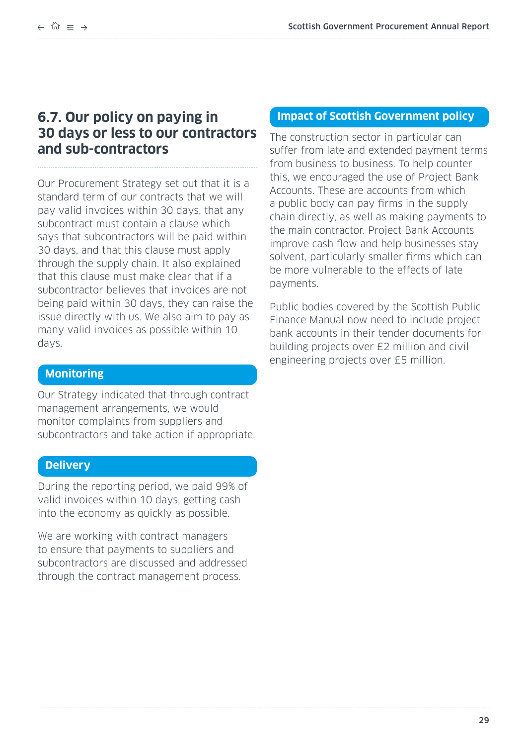## 6.7. Our policy on paying in 30 days or less to our contractors and sub-contractors

Our Procurement Strategy set out that it is a standard term of our contracts that we will pay valid invoices within 30 days, that any subcontract must contain a clause which says that subcontractors will be paid within 30 days, and that this clause must apply through the supply chain. It also explained that this clause must make clear that if a subcontractor believes that invoices are not being paid within 30 days, they can raise the issue directly with us. We also aim to pay as many valid invoices as possible within 10 days.

### Monitoring

Our Strategy indicated that through contract management arrangements, we would monitor complaints from suppliers and subcontractors and take action if appropriate.

### Delivery

During the reporting period, we paid 99% of valid invoices within 10 days, getting cash into the economy as quickly as possible.

We are working with contract managers to ensure that payments to suppliers and subcontractors are discussed and addressed through the contract management process.

### Impact of Scottish Government policy

The construction sector in particular can suffer from late and extended payment terms from business to business. To help counter this, we encouraged the use of Project Bank Accounts. These are accounts from which a public body can pay firms in the supply chain directly, as well as making payments to the main contractor. Project Bank Accounts improve cash flow and help businesses stay solvent, particularly smaller firms which can be more vulnerable to the effects of late payments.

Public bodies covered by the Scottish Public Finance Manual now need to include project bank accounts in their tender documents for building projects over £2 million and civil engineering projects over £5 million.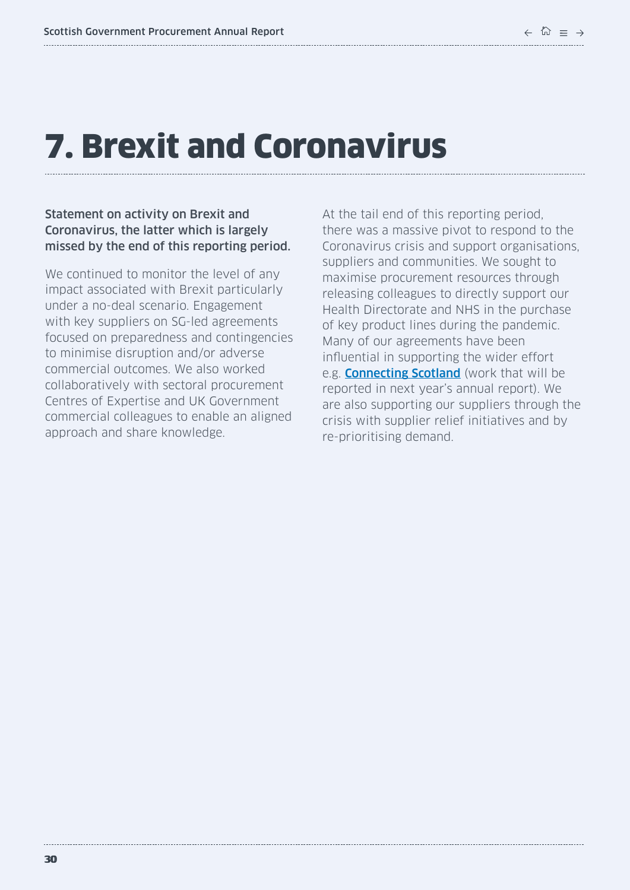# 7. Brexit and Coronavirus

**Statement on activity on Brexit and Coronavirus, the latter which is largely missed by the end of this reporting period.**

We continued to monitor the level of any impact associated with Brexit particularly under a no-deal scenario. Engagement with key suppliers on SG-led agreements focused on preparedness and contingencies to minimise disruption and/or adverse commercial outcomes. We also worked collaboratively with sectoral procurement Centres of Expertise and UK Government commercial colleagues to enable an aligned approach and share knowledge.

At the tail end of this reporting period, there was a massive pivot to respond to the Coronavirus crisis and support organisations, suppliers and communities. We sought to maximise procurement resources through releasing colleagues to directly support our Health Directorate and NHS in the purchase of key product lines during the pandemic. Many of our agreements have been influential in supporting the wider effort e.g. **Connecting Scotland** (work that will be reported in next year's annual report). We are also supporting our suppliers through the crisis with supplier relief initiatives and by re-prioritising demand.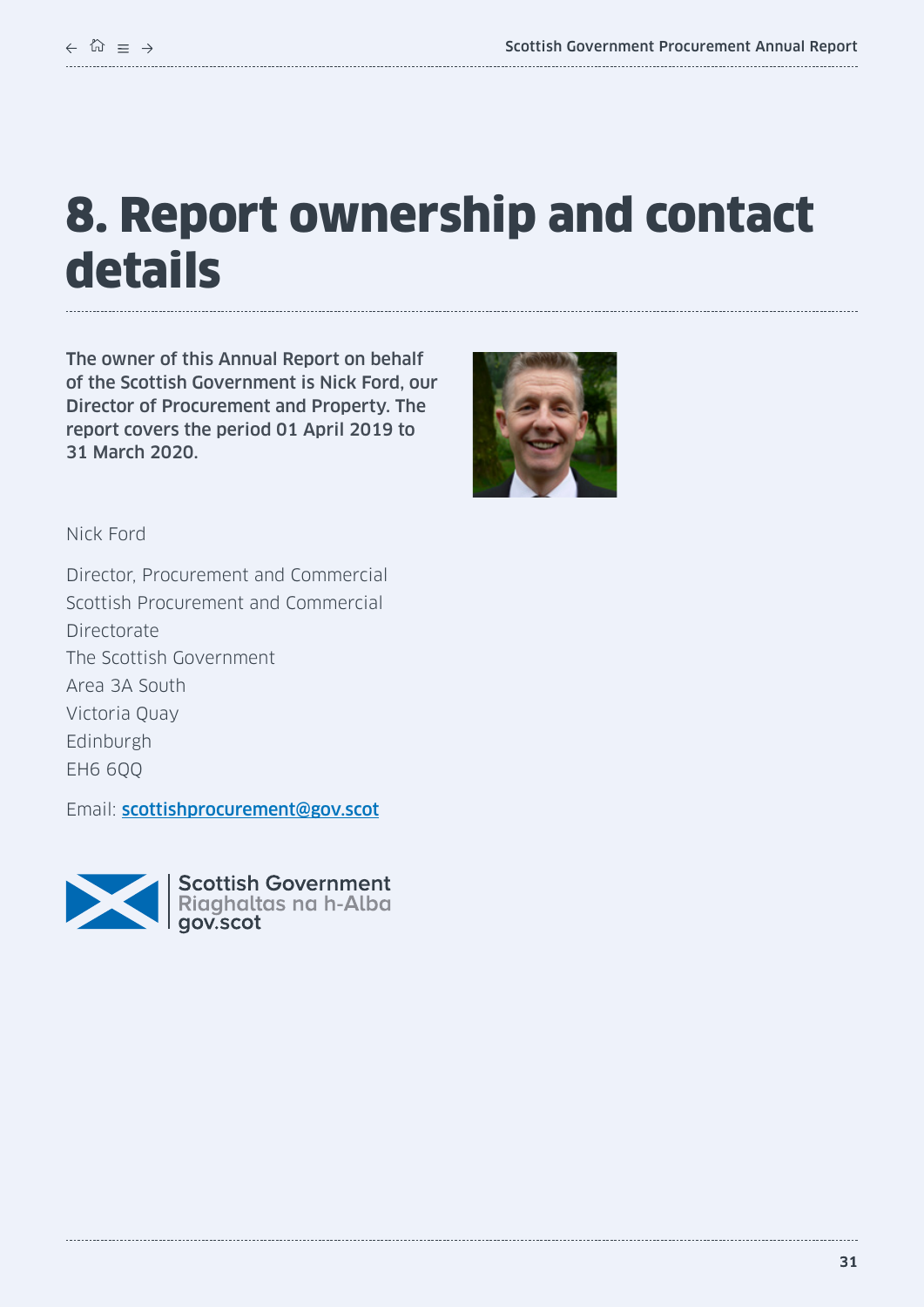# 8. Report ownership and contact details

**The owner of this Annual Report on behalf of the Scottish Government is Nick Ford, our Director of Procurement and Property. The report covers the period 01 April 2019 to 31 March 2020.**

Nick Ford

Director, Procurement and Commercial
Scottish Procurement and Commercial Directorate
The Scottish Government
Area 3A South
Victoria Quay
Edinburgh
EH6 6QQ

Email: [scottishprocurement@gov.scot](mailto:scottishprocurement@gov.scot)

Scottish Government
Riaghaltas na h-Alba
gov.scot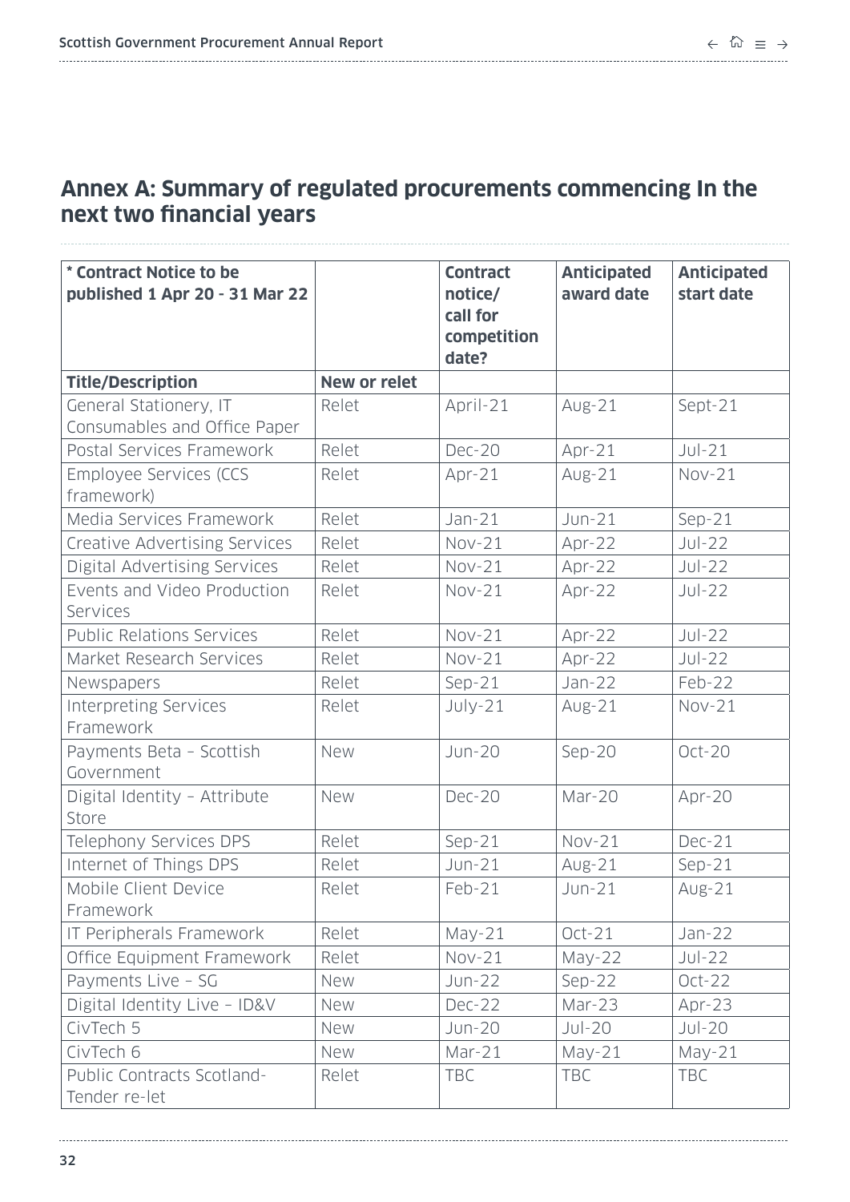## Annex A: Summary of regulated procurements commencing In the next two financial years

| * Contract Notice to be published 1 Apr 20 - 31 Mar 22 | | Contract notice/ call for competition date? | Anticipated award date | Anticipated start date |
|---|---|---|---|---|
| **Title/Description** | **New or relet** | | | |
| General Stationery, IT Consumables and Office Paper | Relet | April-21 | Aug-21 | Sept-21 |
| Postal Services Framework | Relet | Dec-20 | Apr-21 | Jul-21 |
| Employee Services (CCS framework) | Relet | Apr-21 | Aug-21 | Nov-21 |
| Media Services Framework | Relet | Jan-21 | Jun-21 | Sep-21 |
| Creative Advertising Services | Relet | Nov-21 | Apr-22 | Jul-22 |
| Digital Advertising Services | Relet | Nov-21 | Apr-22 | Jul-22 |
| Events and Video Production Services | Relet | Nov-21 | Apr-22 | Jul-22 |
| Public Relations Services | Relet | Nov-21 | Apr-22 | Jul-22 |
| Market Research Services | Relet | Nov-21 | Apr-22 | Jul-22 |
| Newspapers | Relet | Sep-21 | Jan-22 | Feb-22 |
| Interpreting Services Framework | Relet | July-21 | Aug-21 | Nov-21 |
| Payments Beta – Scottish Government | New | Jun-20 | Sep-20 | Oct-20 |
| Digital Identity – Attribute Store | New | Dec-20 | Mar-20 | Apr-20 |
| Telephony Services DPS | Relet | Sep-21 | Nov-21 | Dec-21 |
| Internet of Things DPS | Relet | Jun-21 | Aug-21 | Sep-21 |
| Mobile Client Device Framework | Relet | Feb-21 | Jun-21 | Aug-21 |
| IT Peripherals Framework | Relet | May-21 | Oct-21 | Jan-22 |
| Office Equipment Framework | Relet | Nov-21 | May-22 | Jul-22 |
| Payments Live – SG | New | Jun-22 | Sep-22 | Oct-22 |
| Digital Identity Live – ID&V | New | Dec-22 | Mar-23 | Apr-23 |
| CivTech 5 | New | Jun-20 | Jul-20 | Jul-20 |
| CivTech 6 | New | Mar-21 | May-21 | May-21 |
| Public Contracts Scotland-Tender re-let | Relet | TBC | TBC | TBC |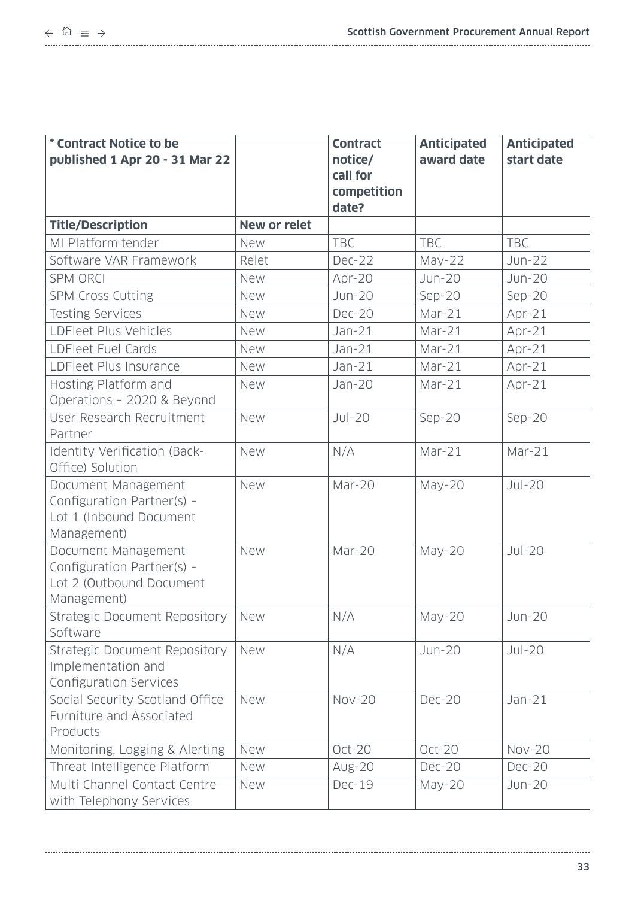| * Contract Notice to be published 1 Apr 20 - 31 Mar 22 | | Contract notice/ call for competition date? | Anticipated award date | Anticipated start date |
|---|---|---|---|---|
| **Title/Description** | **New or relet** | | | |
| MI Platform tender | New | TBC | TBC | TBC |
| Software VAR Framework | Relet | Dec-22 | May-22 | Jun-22 |
| SPM ORCI | New | Apr-20 | Jun-20 | Jun-20 |
| SPM Cross Cutting | New | Jun-20 | Sep-20 | Sep-20 |
| Testing Services | New | Dec-20 | Mar-21 | Apr-21 |
| LDFleet Plus Vehicles | New | Jan-21 | Mar-21 | Apr-21 |
| LDFleet Fuel Cards | New | Jan-21 | Mar-21 | Apr-21 |
| LDFleet Plus Insurance | New | Jan-21 | Mar-21 | Apr-21 |
| Hosting Platform and Operations – 2020 & Beyond | New | Jan-20 | Mar-21 | Apr-21 |
| User Research Recruitment Partner | New | Jul-20 | Sep-20 | Sep-20 |
| Identity Verification (Back-Office) Solution | New | N/A | Mar-21 | Mar-21 |
| Document Management Configuration Partner(s) – Lot 1 (Inbound Document Management) | New | Mar-20 | May-20 | Jul-20 |
| Document Management Configuration Partner(s) – Lot 2 (Outbound Document Management) | New | Mar-20 | May-20 | Jul-20 |
| Strategic Document Repository Software | New | N/A | May-20 | Jun-20 |
| Strategic Document Repository Implementation and Configuration Services | New | N/A | Jun-20 | Jul-20 |
| Social Security Scotland Office Furniture and Associated Products | New | Nov-20 | Dec-20 | Jan-21 |
| Monitoring, Logging & Alerting | New | Oct-20 | Oct-20 | Nov-20 |
| Threat Intelligence Platform | New | Aug-20 | Dec-20 | Dec-20 |
| Multi Channel Contact Centre with Telephony Services | New | Dec-19 | May-20 | Jun-20 |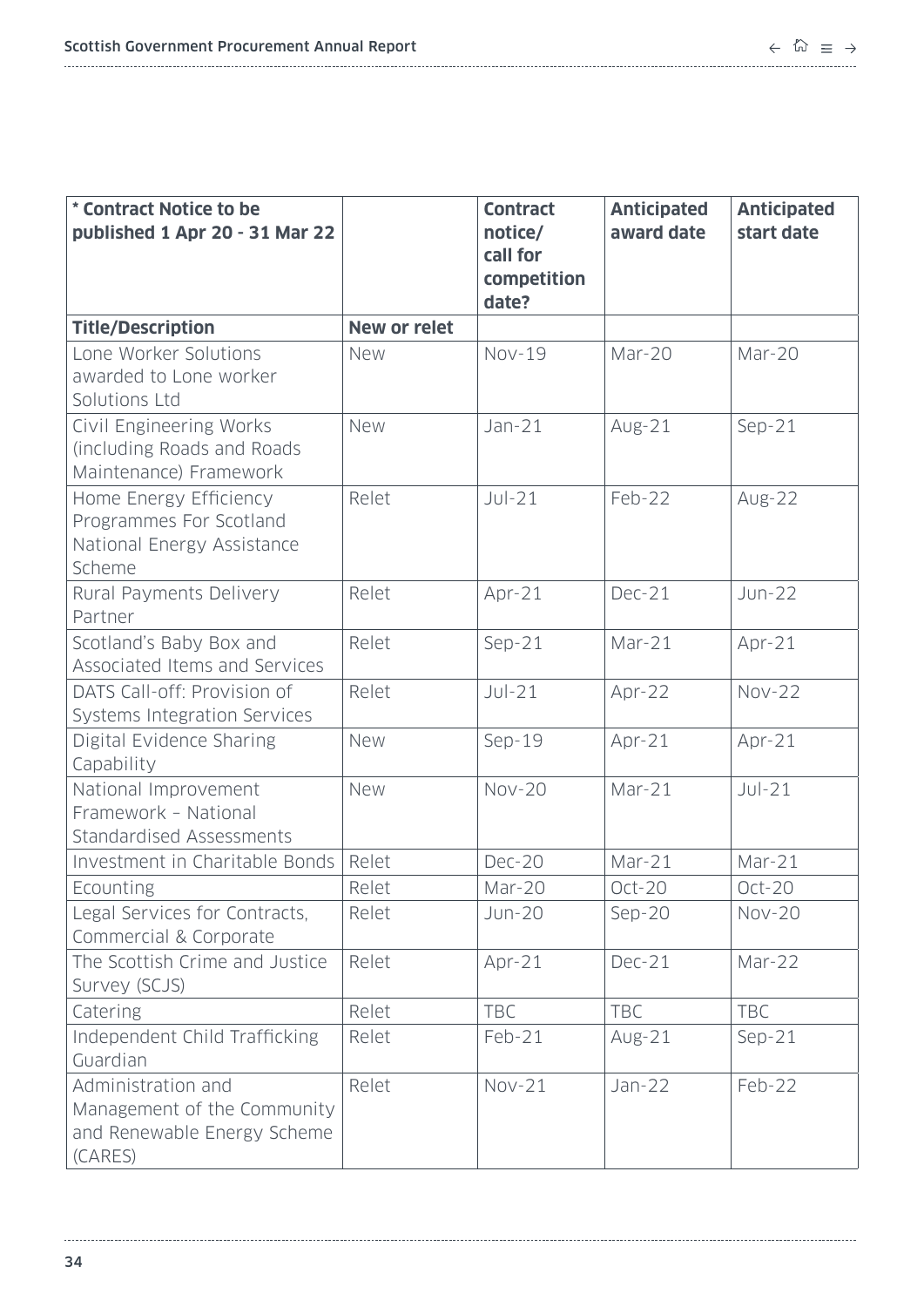| * Contract Notice to be published 1 Apr 20 - 31 Mar 22 | | Contract notice/ call for competition date? | Anticipated award date | Anticipated start date |
|---|---|---|---|---|
| **Title/Description** | **New or relet** | | | |
| Lone Worker Solutions awarded to Lone worker Solutions Ltd | New | Nov-19 | Mar-20 | Mar-20 |
| Civil Engineering Works (including Roads and Roads Maintenance) Framework | New | Jan-21 | Aug-21 | Sep-21 |
| Home Energy Efficiency Programmes For Scotland National Energy Assistance Scheme | Relet | Jul-21 | Feb-22 | Aug-22 |
| Rural Payments Delivery Partner | Relet | Apr-21 | Dec-21 | Jun-22 |
| Scotland's Baby Box and Associated Items and Services | Relet | Sep-21 | Mar-21 | Apr-21 |
| DATS Call-off: Provision of Systems Integration Services | Relet | Jul-21 | Apr-22 | Nov-22 |
| Digital Evidence Sharing Capability | New | Sep-19 | Apr-21 | Apr-21 |
| National Improvement Framework – National Standardised Assessments | New | Nov-20 | Mar-21 | Jul-21 |
| Investment in Charitable Bonds | Relet | Dec-20 | Mar-21 | Mar-21 |
| Ecounting | Relet | Mar-20 | Oct-20 | Oct-20 |
| Legal Services for Contracts, Commercial & Corporate | Relet | Jun-20 | Sep-20 | Nov-20 |
| The Scottish Crime and Justice Survey (SCJS) | Relet | Apr-21 | Dec-21 | Mar-22 |
| Catering | Relet | TBC | TBC | TBC |
| Independent Child Trafficking Guardian | Relet | Feb-21 | Aug-21 | Sep-21 |
| Administration and Management of the Community and Renewable Energy Scheme (CARES) | Relet | Nov-21 | Jan-22 | Feb-22 |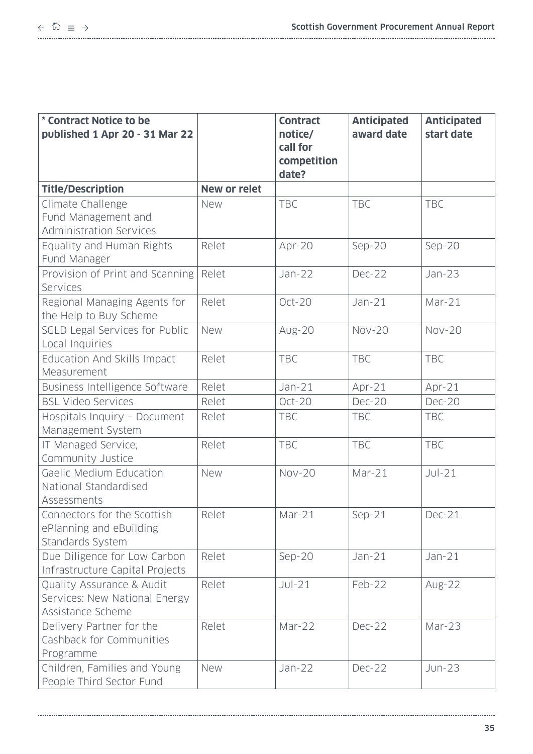| * Contract Notice to be published 1 Apr 20 - 31 Mar 22 | | Contract notice/ call for competition date? | Anticipated award date | Anticipated start date |
|---|---|---|---|---|
| **Title/Description** | **New or relet** | | | |
| Climate Challenge Fund Management and Administration Services | New | TBC | TBC | TBC |
| Equality and Human Rights Fund Manager | Relet | Apr-20 | Sep-20 | Sep-20 |
| Provision of Print and Scanning Services | Relet | Jan-22 | Dec-22 | Jan-23 |
| Regional Managing Agents for the Help to Buy Scheme | Relet | Oct-20 | Jan-21 | Mar-21 |
| SGLD Legal Services for Public Local Inquiries | New | Aug-20 | Nov-20 | Nov-20 |
| Education And Skills Impact Measurement | Relet | TBC | TBC | TBC |
| Business Intelligence Software | Relet | Jan-21 | Apr-21 | Apr-21 |
| BSL Video Services | Relet | Oct-20 | Dec-20 | Dec-20 |
| Hospitals Inquiry – Document Management System | Relet | TBC | TBC | TBC |
| IT Managed Service, Community Justice | Relet | TBC | TBC | TBC |
| Gaelic Medium Education National Standardised Assessments | New | Nov-20 | Mar-21 | Jul-21 |
| Connectors for the Scottish ePlanning and eBuilding Standards System | Relet | Mar-21 | Sep-21 | Dec-21 |
| Due Diligence for Low Carbon Infrastructure Capital Projects | Relet | Sep-20 | Jan-21 | Jan-21 |
| Quality Assurance & Audit Services: New National Energy Assistance Scheme | Relet | Jul-21 | Feb-22 | Aug-22 |
| Delivery Partner for the Cashback for Communities Programme | Relet | Mar-22 | Dec-22 | Mar-23 |
| Children, Families and Young People Third Sector Fund | New | Jan-22 | Dec-22 | Jun-23 |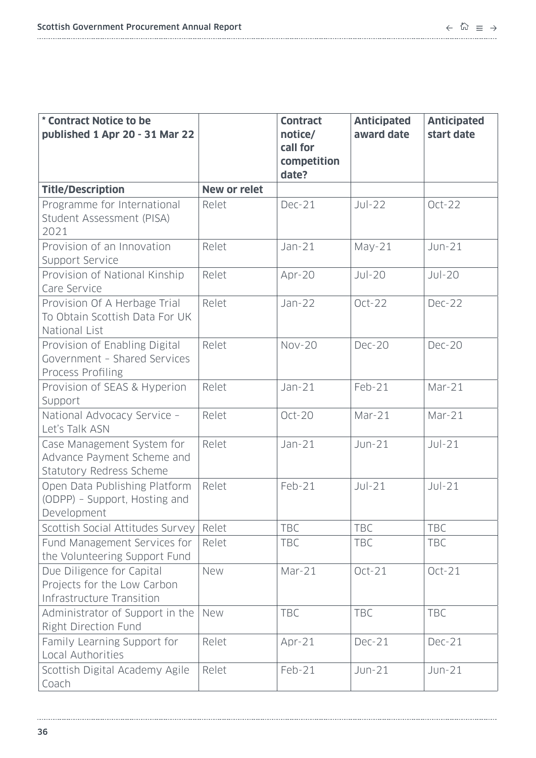| * Contract Notice to be published 1 Apr 20 - 31 Mar 22 | | Contract notice/ call for competition date? | Anticipated award date | Anticipated start date |
|---|---|---|---|---|
| **Title/Description** | **New or relet** | | | |
| Programme for International Student Assessment (PISA) 2021 | Relet | Dec-21 | Jul-22 | Oct-22 |
| Provision of an Innovation Support Service | Relet | Jan-21 | May-21 | Jun-21 |
| Provision of National Kinship Care Service | Relet | Apr-20 | Jul-20 | Jul-20 |
| Provision Of A Herbage Trial To Obtain Scottish Data For UK National List | Relet | Jan-22 | Oct-22 | Dec-22 |
| Provision of Enabling Digital Government – Shared Services Process Profiling | Relet | Nov-20 | Dec-20 | Dec-20 |
| Provision of SEAS & Hyperion Support | Relet | Jan-21 | Feb-21 | Mar-21 |
| National Advocacy Service – Let's Talk ASN | Relet | Oct-20 | Mar-21 | Mar-21 |
| Case Management System for Advance Payment Scheme and Statutory Redress Scheme | Relet | Jan-21 | Jun-21 | Jul-21 |
| Open Data Publishing Platform (ODPP) – Support, Hosting and Development | Relet | Feb-21 | Jul-21 | Jul-21 |
| Scottish Social Attitudes Survey | Relet | TBC | TBC | TBC |
| Fund Management Services for the Volunteering Support Fund | Relet | TBC | TBC | TBC |
| Due Diligence for Capital Projects for the Low Carbon Infrastructure Transition | New | Mar-21 | Oct-21 | Oct-21 |
| Administrator of Support in the Right Direction Fund | New | TBC | TBC | TBC |
| Family Learning Support for Local Authorities | Relet | Apr-21 | Dec-21 | Dec-21 |
| Scottish Digital Academy Agile Coach | Relet | Feb-21 | Jun-21 | Jun-21 |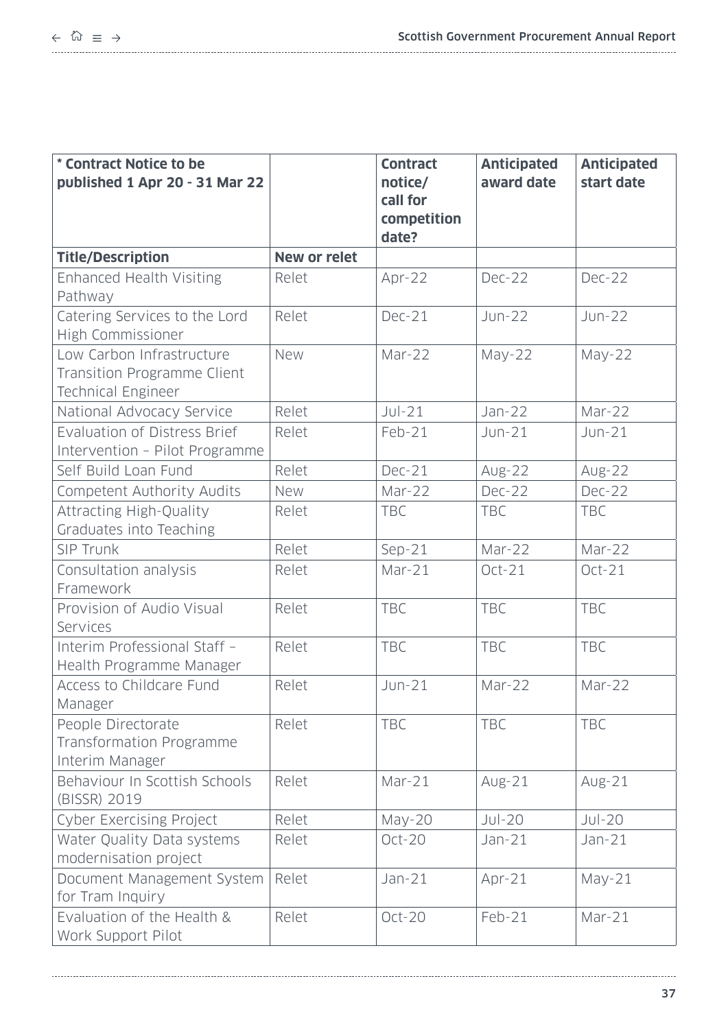| * Contract Notice to be published 1 Apr 20 - 31 Mar 22 | | Contract notice/ call for competition date? | Anticipated award date | Anticipated start date |
|---|---|---|---|---|
| **Title/Description** | **New or relet** | | | |
| Enhanced Health Visiting Pathway | Relet | Apr-22 | Dec-22 | Dec-22 |
| Catering Services to the Lord High Commissioner | Relet | Dec-21 | Jun-22 | Jun-22 |
| Low Carbon Infrastructure Transition Programme Client Technical Engineer | New | Mar-22 | May-22 | May-22 |
| National Advocacy Service | Relet | Jul-21 | Jan-22 | Mar-22 |
| Evaluation of Distress Brief Intervention – Pilot Programme | Relet | Feb-21 | Jun-21 | Jun-21 |
| Self Build Loan Fund | Relet | Dec-21 | Aug-22 | Aug-22 |
| Competent Authority Audits | New | Mar-22 | Dec-22 | Dec-22 |
| Attracting High-Quality Graduates into Teaching | Relet | TBC | TBC | TBC |
| SIP Trunk | Relet | Sep-21 | Mar-22 | Mar-22 |
| Consultation analysis Framework | Relet | Mar-21 | Oct-21 | Oct-21 |
| Provision of Audio Visual Services | Relet | TBC | TBC | TBC |
| Interim Professional Staff – Health Programme Manager | Relet | TBC | TBC | TBC |
| Access to Childcare Fund Manager | Relet | Jun-21 | Mar-22 | Mar-22 |
| People Directorate Transformation Programme Interim Manager | Relet | TBC | TBC | TBC |
| Behaviour In Scottish Schools (BISSR) 2019 | Relet | Mar-21 | Aug-21 | Aug-21 |
| Cyber Exercising Project | Relet | May-20 | Jul-20 | Jul-20 |
| Water Quality Data systems modernisation project | Relet | Oct-20 | Jan-21 | Jan-21 |
| Document Management System for Tram Inquiry | Relet | Jan-21 | Apr-21 | May-21 |
| Evaluation of the Health & Work Support Pilot | Relet | Oct-20 | Feb-21 | Mar-21 |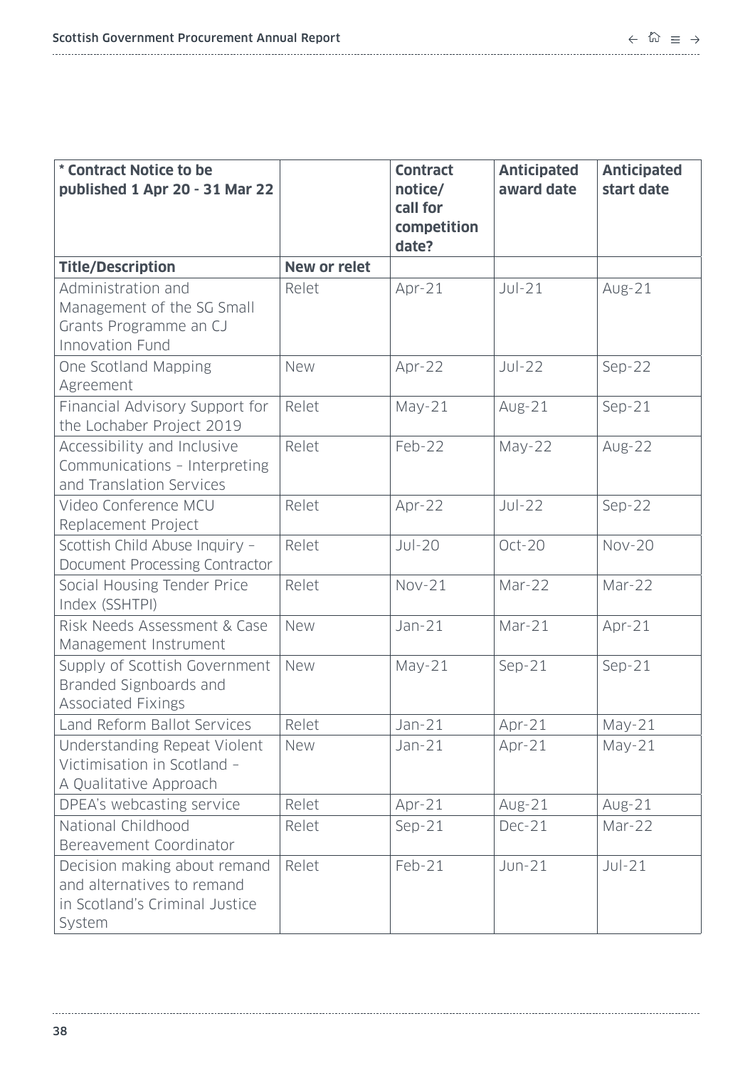| * Contract Notice to be published 1 Apr 20 - 31 Mar 22 | | Contract notice/ call for competition date? | Anticipated award date | Anticipated start date |
|---|---|---|---|---|
| **Title/Description** | **New or relet** | | | |
| Administration and Management of the SG Small Grants Programme an CJ Innovation Fund | Relet | Apr-21 | Jul-21 | Aug-21 |
| One Scotland Mapping Agreement | New | Apr-22 | Jul-22 | Sep-22 |
| Financial Advisory Support for the Lochaber Project 2019 | Relet | May-21 | Aug-21 | Sep-21 |
| Accessibility and Inclusive Communications – Interpreting and Translation Services | Relet | Feb-22 | May-22 | Aug-22 |
| Video Conference MCU Replacement Project | Relet | Apr-22 | Jul-22 | Sep-22 |
| Scottish Child Abuse Inquiry – Document Processing Contractor | Relet | Jul-20 | Oct-20 | Nov-20 |
| Social Housing Tender Price Index (SSHTPI) | Relet | Nov-21 | Mar-22 | Mar-22 |
| Risk Needs Assessment & Case Management Instrument | New | Jan-21 | Mar-21 | Apr-21 |
| Supply of Scottish Government Branded Signboards and Associated Fixings | New | May-21 | Sep-21 | Sep-21 |
| Land Reform Ballot Services | Relet | Jan-21 | Apr-21 | May-21 |
| Understanding Repeat Violent Victimisation in Scotland – A Qualitative Approach | New | Jan-21 | Apr-21 | May-21 |
| DPEA's webcasting service | Relet | Apr-21 | Aug-21 | Aug-21 |
| National Childhood Bereavement Coordinator | Relet | Sep-21 | Dec-21 | Mar-22 |
| Decision making about remand and alternatives to remand in Scotland's Criminal Justice System | Relet | Feb-21 | Jun-21 | Jul-21 |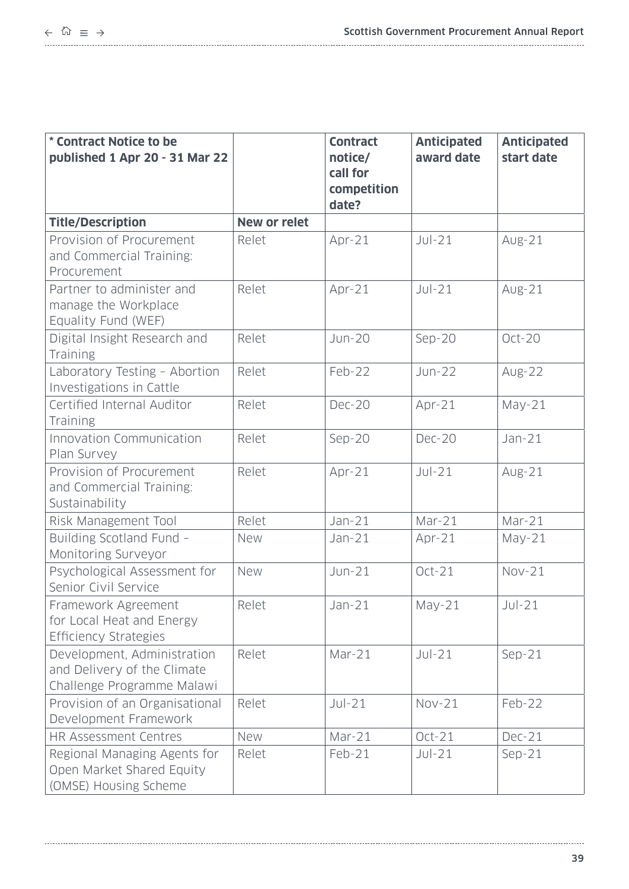| * Contract Notice to be published 1 Apr 20 - 31 Mar 22 | | Contract notice/ call for competition date? | Anticipated award date | Anticipated start date |
|---|---|---|---|---|
| **Title/Description** | **New or relet** | | | |
| Provision of Procurement and Commercial Training: Procurement | Relet | Apr-21 | Jul-21 | Aug-21 |
| Partner to administer and manage the Workplace Equality Fund (WEF) | Relet | Apr-21 | Jul-21 | Aug-21 |
| Digital Insight Research and Training | Relet | Jun-20 | Sep-20 | Oct-20 |
| Laboratory Testing – Abortion Investigations in Cattle | Relet | Feb-22 | Jun-22 | Aug-22 |
| Certified Internal Auditor Training | Relet | Dec-20 | Apr-21 | May-21 |
| Innovation Communication Plan Survey | Relet | Sep-20 | Dec-20 | Jan-21 |
| Provision of Procurement and Commercial Training: Sustainability | Relet | Apr-21 | Jul-21 | Aug-21 |
| Risk Management Tool | Relet | Jan-21 | Mar-21 | Mar-21 |
| Building Scotland Fund – Monitoring Surveyor | New | Jan-21 | Apr-21 | May-21 |
| Psychological Assessment for Senior Civil Service | New | Jun-21 | Oct-21 | Nov-21 |
| Framework Agreement for Local Heat and Energy Efficiency Strategies | Relet | Jan-21 | May-21 | Jul-21 |
| Development, Administration and Delivery of the Climate Challenge Programme Malawi | Relet | Mar-21 | Jul-21 | Sep-21 |
| Provision of an Organisational Development Framework | Relet | Jul-21 | Nov-21 | Feb-22 |
| HR Assessment Centres | New | Mar-21 | Oct-21 | Dec-21 |
| Regional Managing Agents for Open Market Shared Equity (OMSE) Housing Scheme | Relet | Feb-21 | Jul-21 | Sep-21 |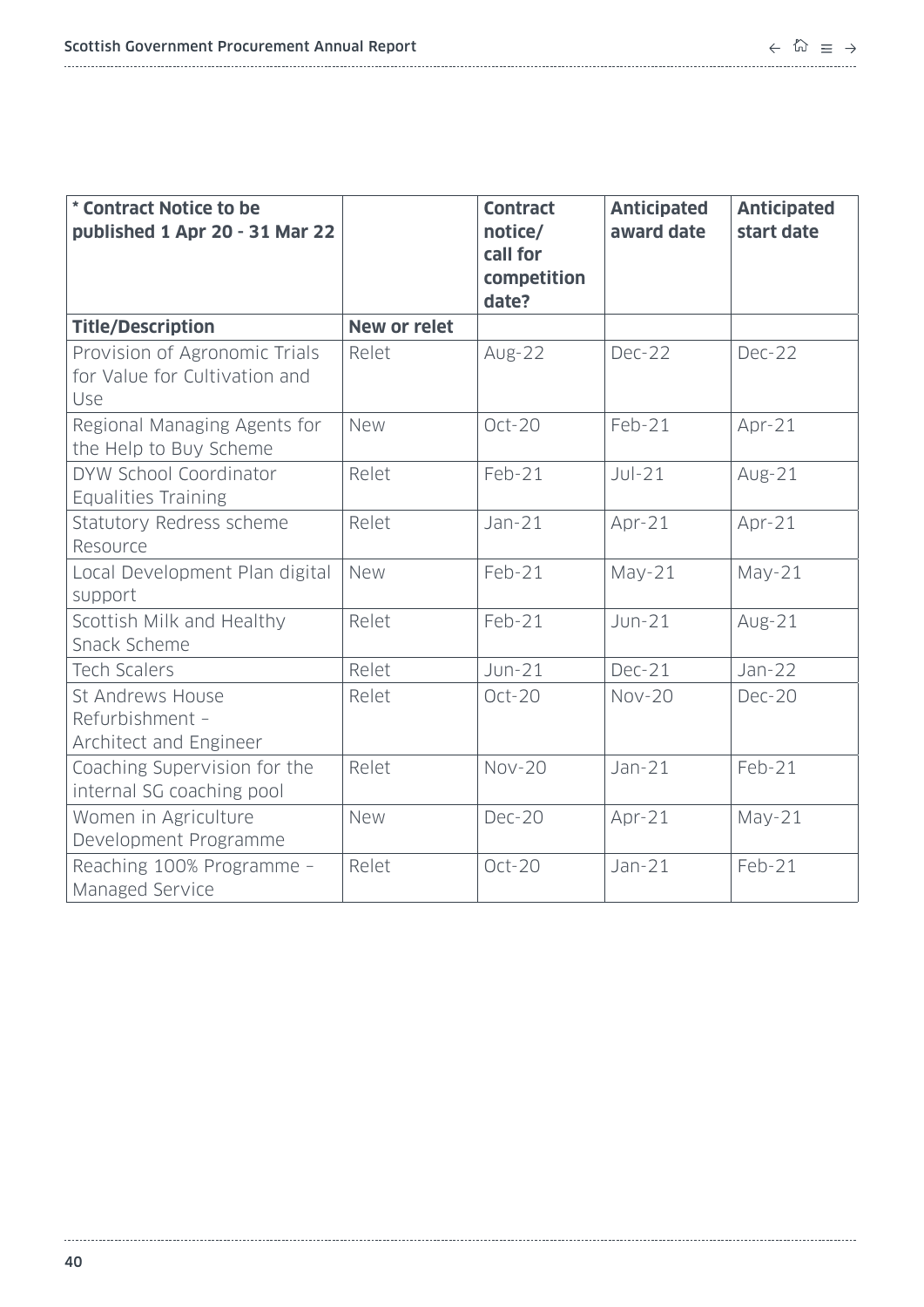| * Contract Notice to be published 1 Apr 20 - 31 Mar 22 | | Contract notice/ call for competition date? | Anticipated award date | Anticipated start date |
|---|---|---|---|---|
| **Title/Description** | **New or relet** | | | |
| Provision of Agronomic Trials for Value for Cultivation and Use | Relet | Aug-22 | Dec-22 | Dec-22 |
| Regional Managing Agents for the Help to Buy Scheme | New | Oct-20 | Feb-21 | Apr-21 |
| DYW School Coordinator Equalities Training | Relet | Feb-21 | Jul-21 | Aug-21 |
| Statutory Redress scheme Resource | Relet | Jan-21 | Apr-21 | Apr-21 |
| Local Development Plan digital support | New | Feb-21 | May-21 | May-21 |
| Scottish Milk and Healthy Snack Scheme | Relet | Feb-21 | Jun-21 | Aug-21 |
| Tech Scalers | Relet | Jun-21 | Dec-21 | Jan-22 |
| St Andrews House Refurbishment – Architect and Engineer | Relet | Oct-20 | Nov-20 | Dec-20 |
| Coaching Supervision for the internal SG coaching pool | Relet | Nov-20 | Jan-21 | Feb-21 |
| Women in Agriculture Development Programme | New | Dec-20 | Apr-21 | May-21 |
| Reaching 100% Programme – Managed Service | Relet | Oct-20 | Jan-21 | Feb-21 |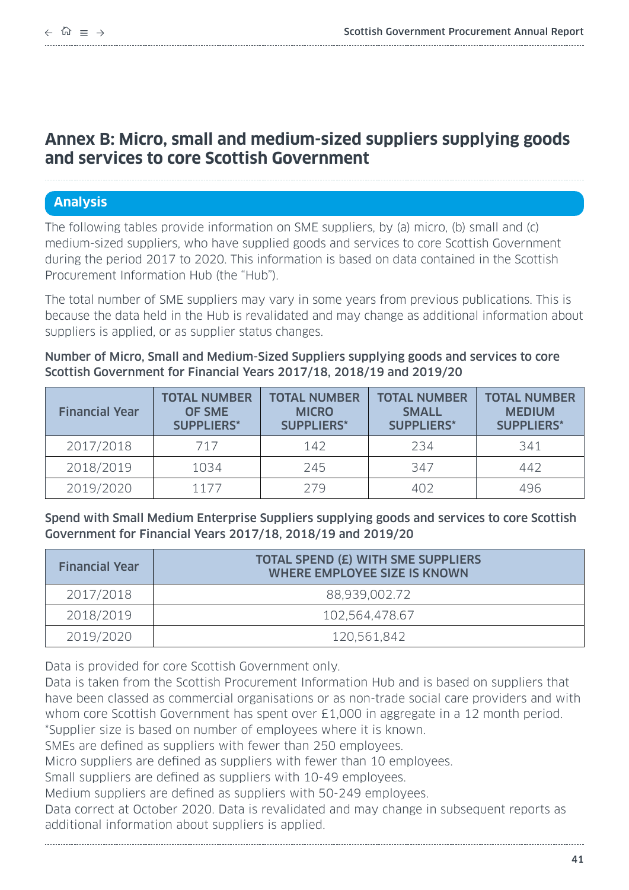# Annex B: Micro, small and medium-sized suppliers supplying goods and services to core Scottish Government

## Analysis

The following tables provide information on SME suppliers, by (a) micro, (b) small and (c) medium-sized suppliers, who have supplied goods and services to core Scottish Government during the period 2017 to 2020. This information is based on data contained in the Scottish Procurement Information Hub (the "Hub").

The total number of SME suppliers may vary in some years from previous publications. This is because the data held in the Hub is revalidated and may change as additional information about suppliers is applied, or as supplier status changes.

**Number of Micro, Small and Medium-Sized Suppliers supplying goods and services to core Scottish Government for Financial Years 2017/18, 2018/19 and 2019/20**

| Financial Year | TOTAL NUMBER OF SME SUPPLIERS* | TOTAL NUMBER MICRO SUPPLIERS* | TOTAL NUMBER SMALL SUPPLIERS* | TOTAL NUMBER MEDIUM SUPPLIERS* |
|---|---|---|---|---|
| 2017/2018 | 717 | 142 | 234 | 341 |
| 2018/2019 | 1034 | 245 | 347 | 442 |
| 2019/2020 | 1177 | 279 | 402 | 496 |

**Spend with Small Medium Enterprise Suppliers supplying goods and services to core Scottish Government for Financial Years 2017/18, 2018/19 and 2019/20**

| Financial Year | TOTAL SPEND (£) WITH SME SUPPLIERS WHERE EMPLOYEE SIZE IS KNOWN |
|---|---|
| 2017/2018 | 88,939,002.72 |
| 2018/2019 | 102,564,478.67 |
| 2019/2020 | 120,561,842 |

Data is provided for core Scottish Government only.
Data is taken from the Scottish Procurement Information Hub and is based on suppliers that have been classed as commercial organisations or as non-trade social care providers and with whom core Scottish Government has spent over £1,000 in aggregate in a 12 month period.
*Supplier size is based on number of employees where it is known.
SMEs are defined as suppliers with fewer than 250 employees.
Micro suppliers are defined as suppliers with fewer than 10 employees.
Small suppliers are defined as suppliers with 10-49 employees.
Medium suppliers are defined as suppliers with 50-249 employees.
Data correct at October 2020. Data is revalidated and may change in subsequent reports as additional information about suppliers is applied.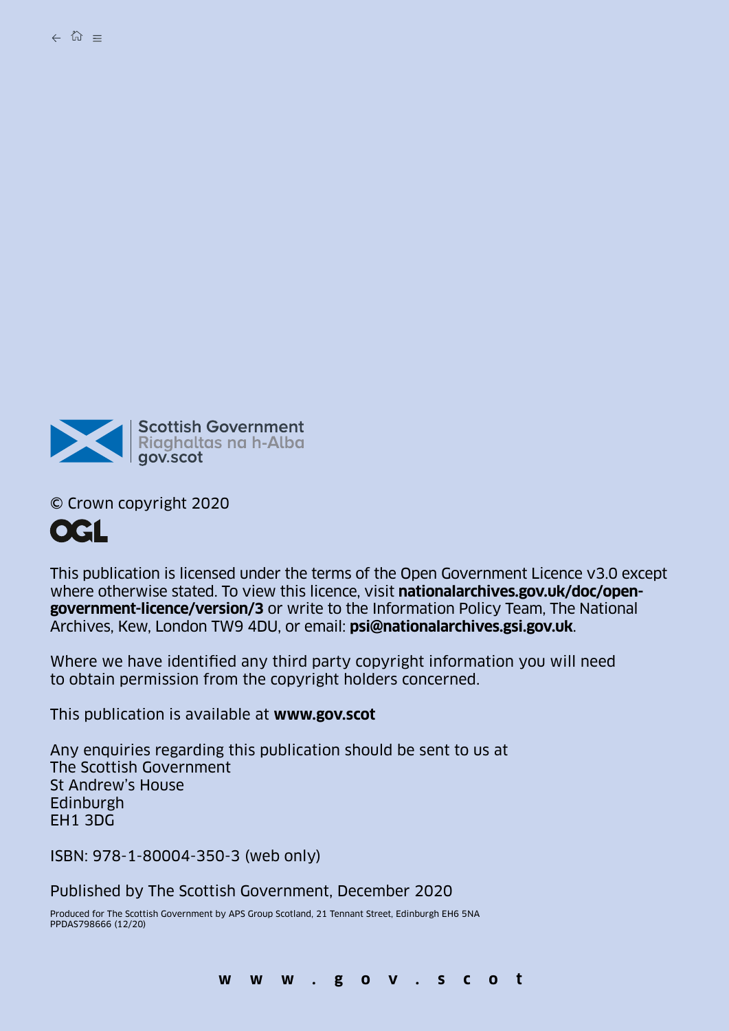Scottish Government
Riaghaltas na h-Alba
gov.scot

© Crown copyright 2020

OGL

This publication is licensed under the terms of the Open Government Licence v3.0 except where otherwise stated. To view this licence, visit **nationalarchives.gov.uk/doc/open-government-licence/version/3** or write to the Information Policy Team, The National Archives, Kew, London TW9 4DU, or email: **psi@nationalarchives.gsi.gov.uk**.

Where we have identified any third party copyright information you will need to obtain permission from the copyright holders concerned.

This publication is available at **www.gov.scot**

Any enquiries regarding this publication should be sent to us at
The Scottish Government
St Andrew's House
Edinburgh
EH1 3DG

ISBN: 978-1-80004-350-3 (web only)

Published by The Scottish Government, December 2020

Produced for The Scottish Government by APS Group Scotland, 21 Tennant Street, Edinburgh EH6 5NA
PPDAS798666 (12/20)

**w w w . g o v . s c o t**